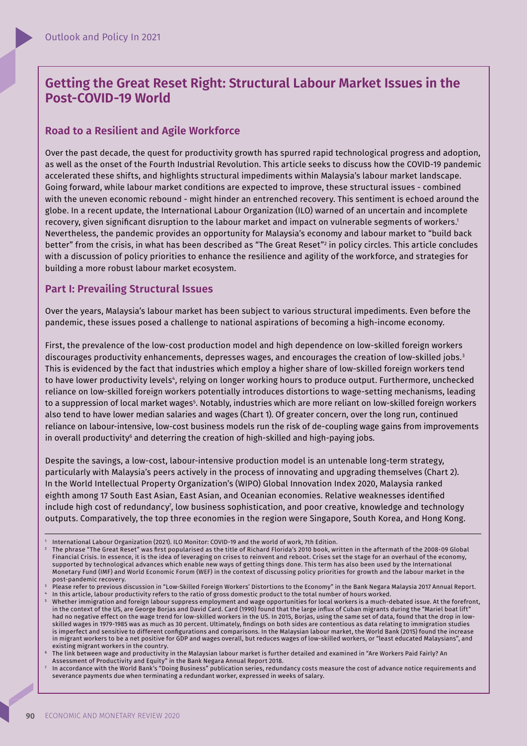# Getting the Great Reset Right: Structural Labour Market Issues in the Post-COVID-19 World

## Road to a Resilient and Agile Workforce

Over the past decade, the quest for productivity growth has spurred rapid technological progress and adoption, as well as the onset of the Fourth Industrial Revolution. This article seeks to discuss how the COVID-19 pandemic accelerated these shifts, and highlights structural impediments within Malaysia's labour market landscape. Going forward, while labour market conditions are expected to improve, these structural issues - combined with the uneven economic rebound - might hinder an entrenched recovery. This sentiment is echoed around the globe. In a recent update, the International Labour Organization (ILO) warned of an uncertain and incomplete recovery, given significant disruption to the labour market and impact on vulnerable segments of workers.[1] Nevertheless, the pandemic provides an opportunity for Malaysia's economy and labour market to "build back better" from the crisis, in what has been described as "The Great Reset"[2] in policy circles. This article concludes with a discussion of policy priorities to enhance the resilience and agility of the workforce, and strategies for building a more robust labour market ecosystem.

## Part I: Prevailing Structural Issues

Over the years, Malaysia's labour market has been subject to various structural impediments. Even before the pandemic, these issues posed a challenge to national aspirations of becoming a high-income economy.

First, the prevalence of the low-cost production model and high dependence on low-skilled foreign workers discourages productivity enhancements, depresses wages, and encourages the creation of low-skilled jobs.[3] This is evidenced by the fact that industries which employ a higher share of low-skilled foreign workers tend to have lower productivity levels[4], relying on longer working hours to produce output. Furthermore, unchecked reliance on low-skilled foreign workers potentially introduces distortions to wage-setting mechanisms, leading to a suppression of local market wages[5]. Notably, industries which are more reliant on low-skilled foreign workers also tend to have lower median salaries and wages (Chart 1). Of greater concern, over the long run, continued reliance on labour-intensive, low-cost business models run the risk of de-coupling wage gains from improvements in overall productivity[6] and deterring the creation of high-skilled and high-paying jobs.

Despite the savings, a low-cost, labour-intensive production model is an untenable long-term strategy, particularly with Malaysia's peers actively in the process of innovating and upgrading themselves (Chart 2). In the World Intellectual Property Organization's (WIPO) Global Innovation Index 2020, Malaysia ranked eighth among 17 South East Asian, East Asian, and Oceanian economies. Relative weaknesses identified include high cost of redundancy[7], low business sophistication, and poor creative, knowledge and technology outputs. Comparatively, the top three economies in the region were Singapore, South Korea, and Hong Kong.

---

[1] International Labour Organization (2021). ILO Monitor: COVID-19 and the world of work, 7th Edition.

[2] The phrase "The Great Reset" was first popularised as the title of Richard Florida's 2010 book, written in the aftermath of the 2008-09 Global Financial Crisis. In essence, it is the idea of leveraging on crises to reinvent and reboot. Crises set the stage for an overhaul of the economy, supported by technological advances which enable new ways of getting things done. This term has also been used by the International Monetary Fund (IMF) and World Economic Forum (WEF) in the context of discussing policy priorities for growth and the labour market in the post-pandemic recovery.

[3] Please refer to previous discussion in "Low-Skilled Foreign Workers' Distortions to the Economy" in the Bank Negara Malaysia 2017 Annual Report.

[4] In this article, labour productivity refers to the ratio of gross domestic product to the total number of hours worked.

[5] Whether immigration and foreign labour suppress employment and wage opportunities for local workers is a much-debated issue. At the forefront, in the context of the US, are George Borjas and David Card. Card (1990) found that the large influx of Cuban migrants during the "Mariel boat lift" had no negative effect on the wage trend for low-skilled workers in the US. In 2015, Borjas, using the same set of data, found that the drop in low-skilled wages in 1979-1985 was as much as 30 percent. Ultimately, findings on both sides are contentious as data relating to immigration studies is imperfect and sensitive to different configurations and comparisons. In the Malaysian labour market, the World Bank (2015) found the increase in migrant workers to be a net positive for GDP and wages overall, but reduces wages of low-skilled workers, or "least educated Malaysians", and existing migrant workers in the country.

[6] The link between wage and productivity in the Malaysian labour market is further detailed and examined in "Are Workers Paid Fairly? An Assessment of Productivity and Equity" in the Bank Negara Annual Report 2018.

[7] In accordance with the World Bank's "Doing Business" publication series, redundancy costs measure the cost of advance notice requirements and severance payments due when terminating a redundant worker, expressed in weeks of salary.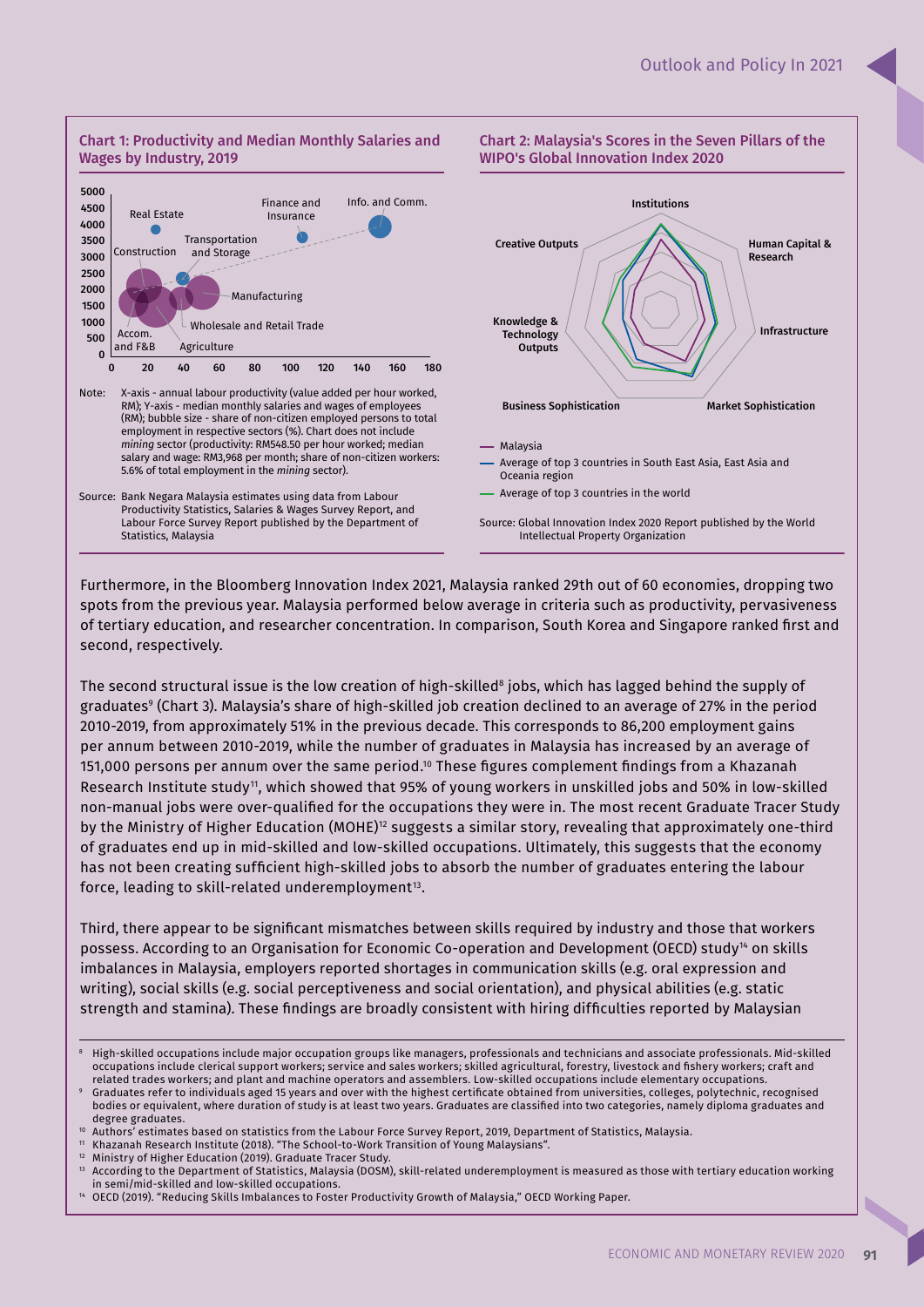### Chart 1: Productivity and Median Monthly Salaries and Wages by Industry, 2019

Note: X-axis - annual labour productivity (value added per hour worked, RM); Y-axis - median monthly salaries and wages of employees (RM); bubble size - share of non-citizen employed persons to total employment in respective sectors (%). Chart does not include *mining* sector (productivity: RM548.50 per hour worked; median salary and wage: RM3,968 per month; share of non-citizen workers: 5.6% of total employment in the *mining* sector).

Source: Bank Negara Malaysia estimates using data from Labour Productivity Statistics, Salaries & Wages Survey Report, and Labour Force Survey Report published by the Department of Statistics, Malaysia

### Chart 2: Malaysia's Scores in the Seven Pillars of the WIPO's Global Innovation Index 2020

- Malaysia
- Average of top 3 countries in South East Asia, East Asia and Oceania region
- Average of top 3 countries in the world

Source: Global Innovation Index 2020 Report published by the World Intellectual Property Organization

Furthermore, in the Bloomberg Innovation Index 2021, Malaysia ranked 29th out of 60 economies, dropping two spots from the previous year. Malaysia performed below average in criteria such as productivity, pervasiveness of tertiary education, and researcher concentration. In comparison, South Korea and Singapore ranked first and second, respectively.

The second structural issue is the low creation of high-skilled[8] jobs, which has lagged behind the supply of graduates[9] (Chart 3). Malaysia's share of high-skilled job creation declined to an average of 27% in the period 2010-2019, from approximately 51% in the previous decade. This corresponds to 86,200 employment gains per annum between 2010-2019, while the number of graduates in Malaysia has increased by an average of 151,000 persons per annum over the same period.[10] These figures complement findings from a Khazanah Research Institute study[11], which showed that 95% of young workers in unskilled jobs and 50% in low-skilled non-manual jobs were over-qualified for the occupations they were in. The most recent Graduate Tracer Study by the Ministry of Higher Education (MOHE)[12] suggests a similar story, revealing that approximately one-third of graduates end up in mid-skilled and low-skilled occupations. Ultimately, this suggests that the economy has not been creating sufficient high-skilled jobs to absorb the number of graduates entering the labour force, leading to skill-related underemployment[13].

Third, there appear to be significant mismatches between skills required by industry and those that workers possess. According to an Organisation for Economic Co-operation and Development (OECD) study[14] on skills imbalances in Malaysia, employers reported shortages in communication skills (e.g. oral expression and writing), social skills (e.g. social perceptiveness and social orientation), and physical abilities (e.g. static strength and stamina). These findings are broadly consistent with hiring difficulties reported by Malaysian

---

[8] High-skilled occupations include major occupation groups like managers, professionals and technicians and associate professionals. Mid-skilled occupations include clerical support workers; service and sales workers; skilled agricultural, forestry, livestock and fishery workers; craft and related trades workers; and plant and machine operators and assemblers. Low-skilled occupations include elementary occupations.

[9] Graduates refer to individuals aged 15 years and over with the highest certificate obtained from universities, colleges, polytechnic, recognised bodies or equivalent, where duration of study is at least two years. Graduates are classified into two categories, namely diploma graduates and degree graduates.

[10] Authors' estimates based on statistics from the Labour Force Survey Report, 2019, Department of Statistics, Malaysia.

[11] Khazanah Research Institute (2018). "The School-to-Work Transition of Young Malaysians".

[12] Ministry of Higher Education (2019). Graduate Tracer Study.

[13] According to the Department of Statistics, Malaysia (DOSM), skill-related underemployment is measured as those with tertiary education working in semi/mid-skilled and low-skilled occupations.

[14] OECD (2019). "Reducing Skills Imbalances to Foster Productivity Growth of Malaysia," OECD Working Paper.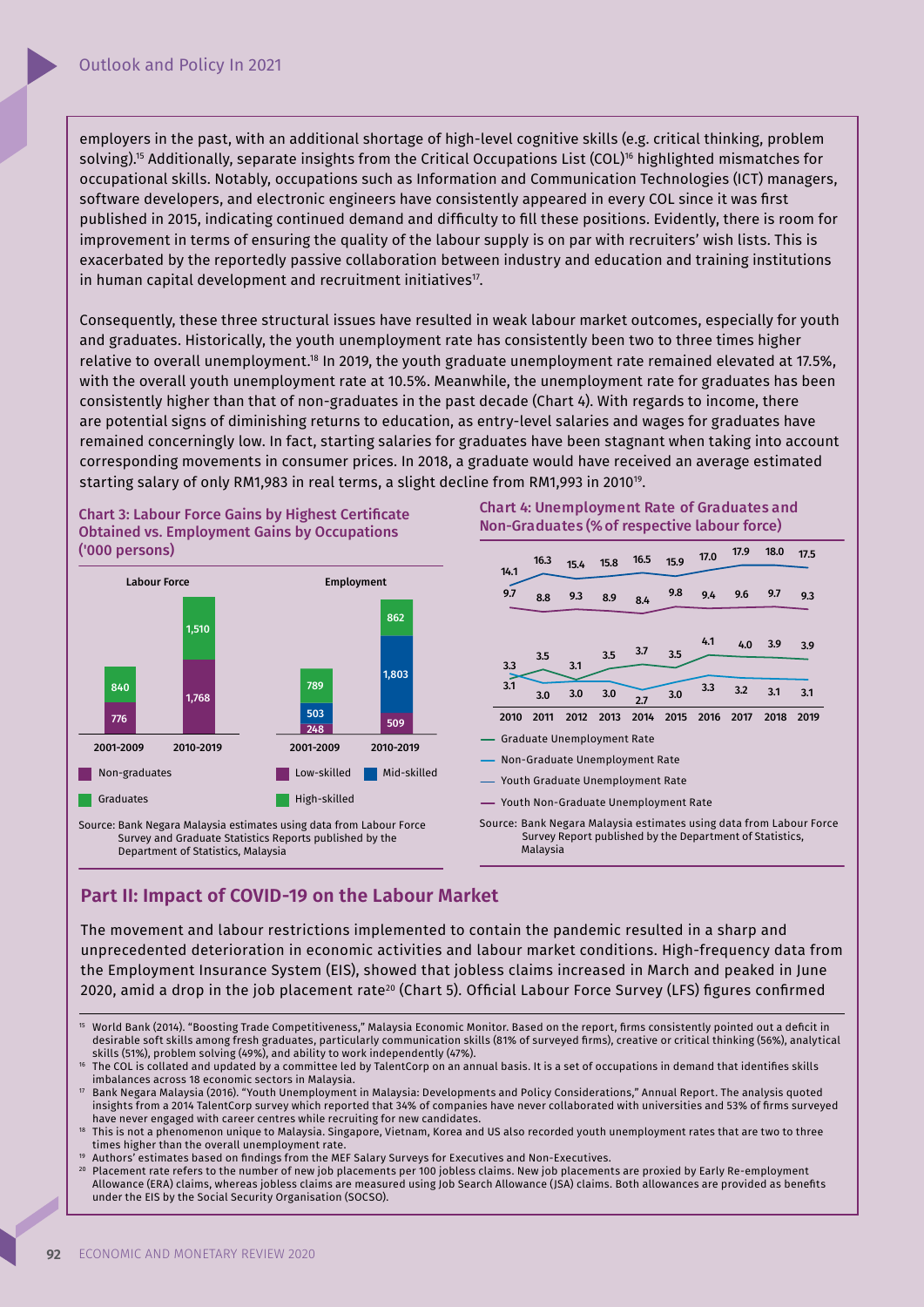employers in the past, with an additional shortage of high-level cognitive skills (e.g. critical thinking, problem solving).[15] Additionally, separate insights from the Critical Occupations List (COL)[16] highlighted mismatches for occupational skills. Notably, occupations such as Information and Communication Technologies (ICT) managers, software developers, and electronic engineers have consistently appeared in every COL since it was first published in 2015, indicating continued demand and difficulty to fill these positions. Evidently, there is room for improvement in terms of ensuring the quality of the labour supply is on par with recruiters' wish lists. This is exacerbated by the reportedly passive collaboration between industry and education and training institutions in human capital development and recruitment initiatives[17].

Consequently, these three structural issues have resulted in weak labour market outcomes, especially for youth and graduates. Historically, the youth unemployment rate has consistently been two to three times higher relative to overall unemployment.[18] In 2019, the youth graduate unemployment rate remained elevated at 17.5%, with the overall youth unemployment rate at 10.5%. Meanwhile, the unemployment rate for graduates has been consistently higher than that of non-graduates in the past decade (Chart 4). With regards to income, there are potential signs of diminishing returns to education, as entry-level salaries and wages for graduates have remained concerningly low. In fact, starting salaries for graduates have been stagnant when taking into account corresponding movements in consumer prices. In 2018, a graduate would have received an average estimated starting salary of only RM1,983 in real terms, a slight decline from RM1,993 in 2010[19].

**Chart 3: Labour Force Gains by Highest Certificate Obtained vs. Employment Gains by Occupations ('000 persons)**

| Labour Force | 2001-2009 | 2010-2019 |
|---|---|---|
| Non-graduates | 776 | 1,768 |
| Graduates | 840 | 1,510 |

| Employment | 2001-2009 | 2010-2019 |
|---|---|---|
| Low-skilled | 248 | 509 |
| Mid-skilled | 503 | 1,803 |
| High-skilled | 789 | 862 |

Source: Bank Negara Malaysia estimates using data from Labour Force Survey and Graduate Statistics Reports published by the Department of Statistics, Malaysia

**Chart 4: Unemployment Rate of Graduates and Non-Graduates (% of respective labour force)**

| | 2010 | 2011 | 2012 | 2013 | 2014 | 2015 | 2016 | 2017 | 2018 | 2019 |
|---|---|---|---|---|---|---|---|---|---|---|
| Graduate Unemployment Rate | 3.1 | 3.5 | 3.1 | 3.5 | 3.7 | 3.5 | 4.1 | 4.0 | 3.9 | 3.9 |
| Non-Graduate Unemployment Rate | 3.3 | 3.0 | 3.0 | 3.0 | 2.7 | 3.0 | 3.3 | 3.2 | 3.1 | 3.1 |
| Youth Graduate Unemployment Rate | 14.1 | 16.3 | 15.4 | 15.8 | 16.5 | 15.9 | 17.0 | 17.9 | 18.0 | 17.5 |
| Youth Non-Graduate Unemployment Rate | 9.7 | 8.8 | 9.3 | 8.9 | 8.4 | 9.8 | 9.4 | 9.6 | 9.7 | 9.3 |

Source: Bank Negara Malaysia estimates using data from Labour Force Survey Report published by the Department of Statistics, Malaysia

## Part II: Impact of COVID-19 on the Labour Market

The movement and labour restrictions implemented to contain the pandemic resulted in a sharp and unprecedented deterioration in economic activities and labour market conditions. High-frequency data from the Employment Insurance System (EIS), showed that jobless claims increased in March and peaked in June 2020, amid a drop in the job placement rate[20] (Chart 5). Official Labour Force Survey (LFS) figures confirmed

[15] World Bank (2014). "Boosting Trade Competitiveness," Malaysia Economic Monitor. Based on the report, firms consistently pointed out a deficit in desirable soft skills among fresh graduates, particularly communication skills (81% of surveyed firms), creative or critical thinking (56%), analytical skills (51%), problem solving (49%), and ability to work independently (47%).

[16] The COL is collated and updated by a committee led by TalentCorp on an annual basis. It is a set of occupations in demand that identifies skills imbalances across 18 economic sectors in Malaysia.

[17] Bank Negara Malaysia (2016). "Youth Unemployment in Malaysia: Developments and Policy Considerations," Annual Report. The analysis quoted insights from a 2014 TalentCorp survey which reported that 34% of companies have never collaborated with universities and 53% of firms surveyed have never engaged with career centres while recruiting for new candidates.

[18] This is not a phenomenon unique to Malaysia. Singapore, Vietnam, Korea and US also recorded youth unemployment rates that are two to three times higher than the overall unemployment rate.

[19] Authors' estimates based on findings from the MEF Salary Surveys for Executives and Non-Executives.

[20] Placement rate refers to the number of new job placements per 100 jobless claims. New job placements are proxied by Early Re-employment Allowance (ERA) claims, whereas jobless claims are measured using Job Search Allowance (JSA) claims. Both allowances are provided as benefits under the EIS by the Social Security Organisation (SOCSO).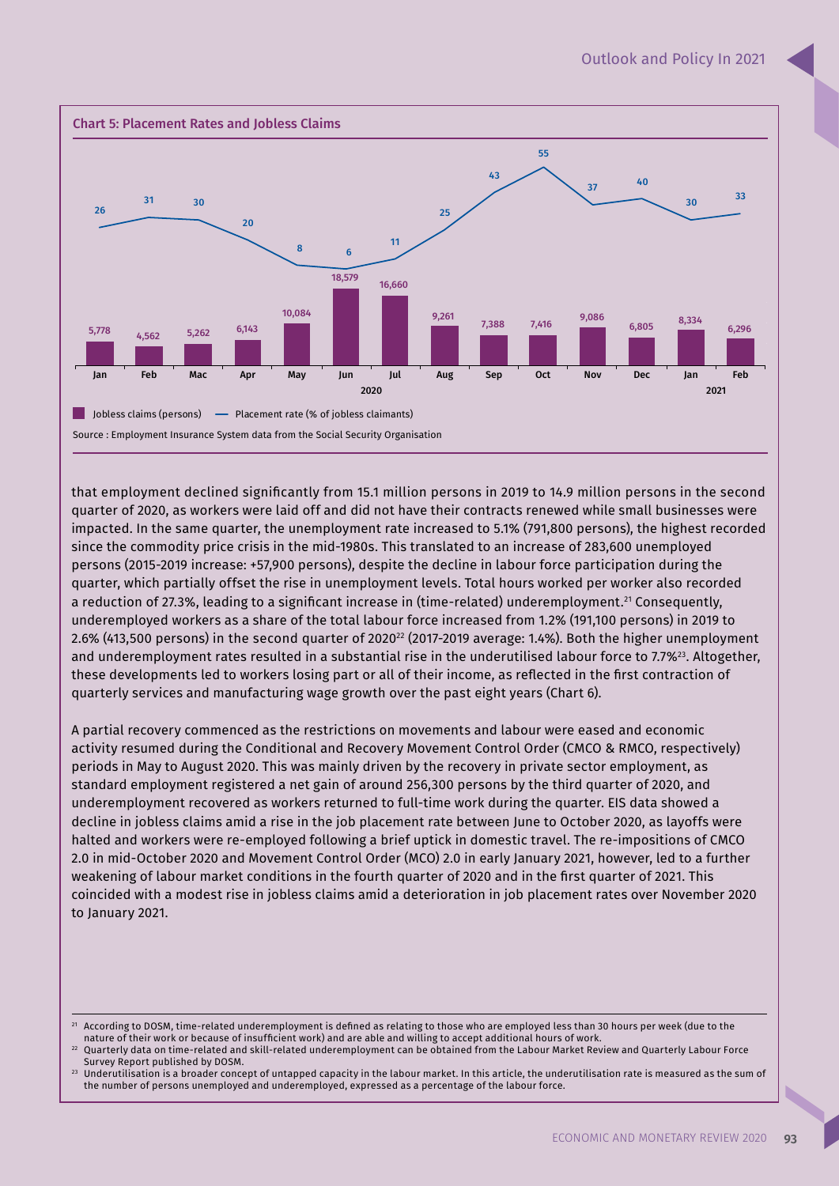**Chart 5: Placement Rates and Jobless Claims**

| Month | Jobless claims (persons) | Placement rate (% of jobless claimants) |
|---|---|---|
| Jan 2020 | 5,778 | 26 |
| Feb 2020 | 4,562 | 31 |
| Mac 2020 | 5,262 | 30 |
| Apr 2020 | 6,143 | 20 |
| May 2020 | 10,084 | 8 |
| Jun 2020 | 18,579 | 6 |
| Jul 2020 | 16,660 | 11 |
| Aug 2020 | 9,261 | 25 |
| Sep 2020 | 7,388 | 43 |
| Oct 2020 | 7,416 | 55 |
| Nov 2020 | 9,086 | 37 |
| Dec 2020 | 6,805 | 40 |
| Jan 2021 | 8,334 | 30 |
| Feb 2021 | 6,296 | 33 |

Source : Employment Insurance System data from the Social Security Organisation

that employment declined significantly from 15.1 million persons in 2019 to 14.9 million persons in the second quarter of 2020, as workers were laid off and did not have their contracts renewed while small businesses were impacted. In the same quarter, the unemployment rate increased to 5.1% (791,800 persons), the highest recorded since the commodity price crisis in the mid-1980s. This translated to an increase of 283,600 unemployed persons (2015-2019 increase: +57,900 persons), despite the decline in labour force participation during the quarter, which partially offset the rise in unemployment levels. Total hours worked per worker also recorded a reduction of 27.3%, leading to a significant increase in (time-related) underemployment.[21] Consequently, underemployed workers as a share of the total labour force increased from 1.2% (191,100 persons) in 2019 to 2.6% (413,500 persons) in the second quarter of 2020[22] (2017-2019 average: 1.4%). Both the higher unemployment and underemployment rates resulted in a substantial rise in the underutilised labour force to 7.7%[23]. Altogether, these developments led to workers losing part or all of their income, as reflected in the first contraction of quarterly services and manufacturing wage growth over the past eight years (Chart 6).

A partial recovery commenced as the restrictions on movements and labour were eased and economic activity resumed during the Conditional and Recovery Movement Control Order (CMCO & RMCO, respectively) periods in May to August 2020. This was mainly driven by the recovery in private sector employment, as standard employment registered a net gain of around 256,300 persons by the third quarter of 2020, and underemployment recovered as workers returned to full-time work during the quarter. EIS data showed a decline in jobless claims amid a rise in the job placement rate between June to October 2020, as layoffs were halted and workers were re-employed following a brief uptick in domestic travel. The re-impositions of CMCO 2.0 in mid-October 2020 and Movement Control Order (MCO) 2.0 in early January 2021, however, led to a further weakening of labour market conditions in the fourth quarter of 2020 and in the first quarter of 2021. This coincided with a modest rise in jobless claims amid a deterioration in job placement rates over November 2020 to January 2021.

---

[21] According to DOSM, time-related underemployment is defined as relating to those who are employed less than 30 hours per week (due to the nature of their work or because of insufficient work) and are able and willing to accept additional hours of work.

[22] Quarterly data on time-related and skill-related underemployment can be obtained from the Labour Market Review and Quarterly Labour Force Survey Report published by DOSM.

[23] Underutilisation is a broader concept of untapped capacity in the labour market. In this article, the underutilisation rate is measured as the sum of the number of persons unemployed and underemployed, expressed as a percentage of the labour force.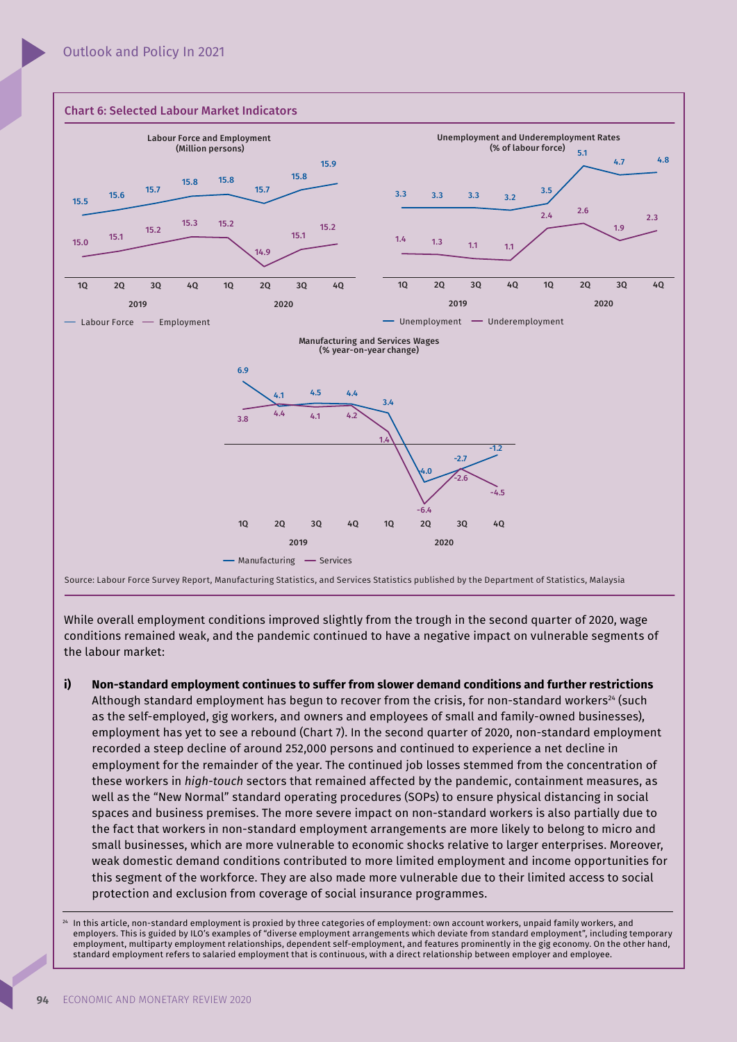**Chart 6: Selected Labour Market Indicators**

**Labour Force and Employment (Million persons)**

| | 2019 1Q | 2019 2Q | 2019 3Q | 2019 4Q | 2020 1Q | 2020 2Q | 2020 3Q | 2020 4Q |
|---|---|---|---|---|---|---|---|---|
| Labour Force | 15.5 | 15.6 | 15.7 | 15.8 | 15.8 | 15.7 | 15.8 | 15.9 |
| Employment | 15.0 | 15.1 | 15.2 | 15.3 | 15.2 | 14.9 | 15.1 | 15.2 |

**Unemployment and Underemployment Rates (% of labour force)**

| | 2019 1Q | 2019 2Q | 2019 3Q | 2019 4Q | 2020 1Q | 2020 2Q | 2020 3Q | 2020 4Q |
|---|---|---|---|---|---|---|---|---|
| Unemployment | 3.3 | 3.3 | 3.3 | 3.2 | 3.5 | 5.1 | 4.7 | 4.8 |
| Underemployment | 1.4 | 1.3 | 1.1 | 1.1 | 2.4 | 2.6 | 1.9 | 2.3 |

**Manufacturing and Services Wages (% year-on-year change)**

| | 2019 1Q | 2019 2Q | 2019 3Q | 2019 4Q | 2020 1Q | 2020 2Q | 2020 3Q | 2020 4Q |
|---|---|---|---|---|---|---|---|---|
| Manufacturing | 6.9 | 4.1 | 4.5 | 4.4 | 3.4 | -4.0 | -2.7 | -1.2 |
| Services | 3.8 | 4.4 | 4.1 | 4.2 | 1.4 | -6.4 | -2.6 | -4.5 |

Source: Labour Force Survey Report, Manufacturing Statistics, and Services Statistics published by the Department of Statistics, Malaysia

While overall employment conditions improved slightly from the trough in the second quarter of 2020, wage conditions remained weak, and the pandemic continued to have a negative impact on vulnerable segments of the labour market:

**i) Non-standard employment continues to suffer from slower demand conditions and further restrictions**

Although standard employment has begun to recover from the crisis, for non-standard workers[24] (such as the self-employed, gig workers, and owners and employees of small and family-owned businesses), employment has yet to see a rebound (Chart 7). In the second quarter of 2020, non-standard employment recorded a steep decline of around 252,000 persons and continued to experience a net decline in employment for the remainder of the year. The continued job losses stemmed from the concentration of these workers in *high-touch* sectors that remained affected by the pandemic, containment measures, as well as the "New Normal" standard operating procedures (SOPs) to ensure physical distancing in social spaces and business premises. The more severe impact on non-standard workers is also partially due to the fact that workers in non-standard employment arrangements are more likely to belong to micro and small businesses, which are more vulnerable to economic shocks relative to larger enterprises. Moreover, weak domestic demand conditions contributed to more limited employment and income opportunities for this segment of the workforce. They are also made more vulnerable due to their limited access to social protection and exclusion from coverage of social insurance programmes.

[24] In this article, non-standard employment is proxied by three categories of employment: own account workers, unpaid family workers, and employers. This is guided by ILO's examples of "diverse employment arrangements which deviate from standard employment", including temporary employment, multiparty employment relationships, dependent self-employment, and features prominently in the gig economy. On the other hand, standard employment refers to salaried employment that is continuous, with a direct relationship between employer and employee.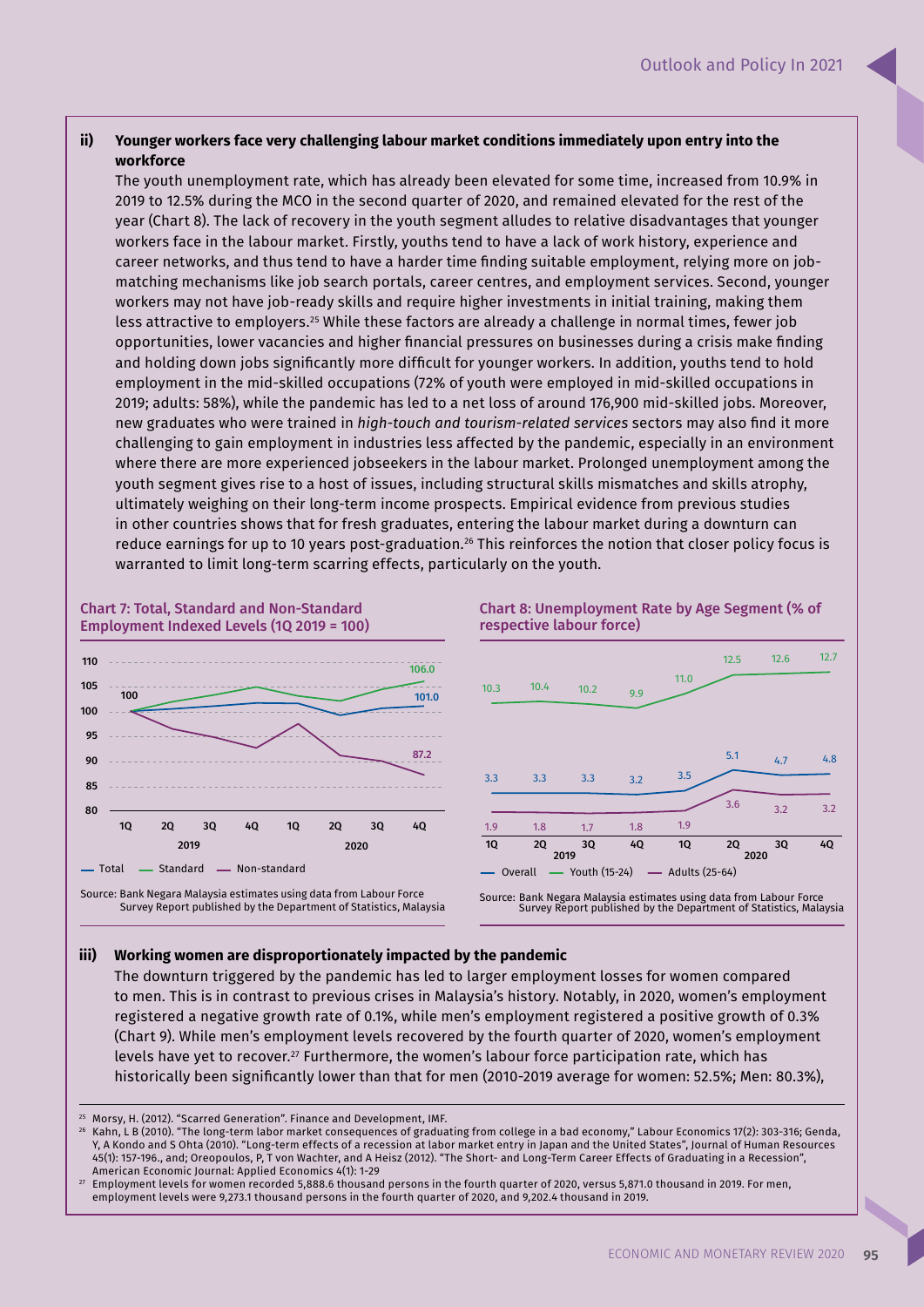**ii) Younger workers face very challenging labour market conditions immediately upon entry into the workforce**

The youth unemployment rate, which has already been elevated for some time, increased from 10.9% in 2019 to 12.5% during the MCO in the second quarter of 2020, and remained elevated for the rest of the year (Chart 8). The lack of recovery in the youth segment alludes to relative disadvantages that younger workers face in the labour market. Firstly, youths tend to have a lack of work history, experience and career networks, and thus tend to have a harder time finding suitable employment, relying more on job-matching mechanisms like job search portals, career centres, and employment services. Second, younger workers may not have job-ready skills and require higher investments in initial training, making them less attractive to employers.[25] While these factors are already a challenge in normal times, fewer job opportunities, lower vacancies and higher financial pressures on businesses during a crisis make finding and holding down jobs significantly more difficult for younger workers. In addition, youths tend to hold employment in the mid-skilled occupations (72% of youth were employed in mid-skilled occupations in 2019; adults: 58%), while the pandemic has led to a net loss of around 176,900 mid-skilled jobs. Moreover, new graduates who were trained in *high-touch and tourism-related services* sectors may also find it more challenging to gain employment in industries less affected by the pandemic, especially in an environment where there are more experienced jobseekers in the labour market. Prolonged unemployment among the youth segment gives rise to a host of issues, including structural skills mismatches and skills atrophy, ultimately weighing on their long-term income prospects. Empirical evidence from previous studies in other countries shows that for fresh graduates, entering the labour market during a downturn can reduce earnings for up to 10 years post-graduation.[26] This reinforces the notion that closer policy focus is warranted to limit long-term scarring effects, particularly on the youth.

**Chart 7: Total, Standard and Non-Standard Employment Indexed Levels (1Q 2019 = 100)**

| | 1Q 2019 | 4Q 2020 |
|---|---|---|
| Total | 100 | 101.0 |
| Standard | 100 | 106.0 |
| Non-standard | 100 | 87.2 |

Source: Bank Negara Malaysia estimates using data from Labour Force Survey Report published by the Department of Statistics, Malaysia

**Chart 8: Unemployment Rate by Age Segment (% of respective labour force)**

| | 1Q 2019 | 2Q 2019 | 3Q 2019 | 4Q 2019 | 1Q 2020 | 2Q 2020 | 3Q 2020 | 4Q 2020 |
|---|---|---|---|---|---|---|---|---|
| Overall | 3.3 | 3.3 | 3.3 | 3.2 | 3.5 | 5.1 | 4.7 | 4.8 |
| Youth (15-24) | 10.3 | 10.4 | 10.2 | 9.9 | 11.0 | 12.5 | 12.6 | 12.7 |
| Adults (25-64) | 1.9 | 1.8 | 1.7 | 1.8 | 1.9 | 3.6 | 3.2 | 3.2 |

Source: Bank Negara Malaysia estimates using data from Labour Force Survey Report published by the Department of Statistics, Malaysia

**iii) Working women are disproportionately impacted by the pandemic**

The downturn triggered by the pandemic has led to larger employment losses for women compared to men. This is in contrast to previous crises in Malaysia's history. Notably, in 2020, women's employment registered a negative growth rate of 0.1%, while men's employment registered a positive growth of 0.3% (Chart 9). While men's employment levels recovered by the fourth quarter of 2020, women's employment levels have yet to recover.[27] Furthermore, the women's labour force participation rate, which has historically been significantly lower than that for men (2010-2019 average for women: 52.5%; Men: 80.3%),

[25] Morsy, H. (2012). "Scarred Generation". Finance and Development, IMF.

[26] Kahn, L B (2010). "The long-term labor market consequences of graduating from college in a bad economy," Labour Economics 17(2): 303-316; Genda, Y, A Kondo and S Ohta (2010). "Long-term effects of a recession at labor market entry in Japan and the United States", Journal of Human Resources 45(1): 157-196., and; Oreopoulos, P, T von Wachter, and A Heisz (2012). "The Short- and Long-Term Career Effects of Graduating in a Recession", American Economic Journal: Applied Economics 4(1): 1-29

[27] Employment levels for women recorded 5,888.6 thousand persons in the fourth quarter of 2020, versus 5,871.0 thousand in 2019. For men, employment levels were 9,273.1 thousand persons in the fourth quarter of 2020, and 9,202.4 thousand in 2019.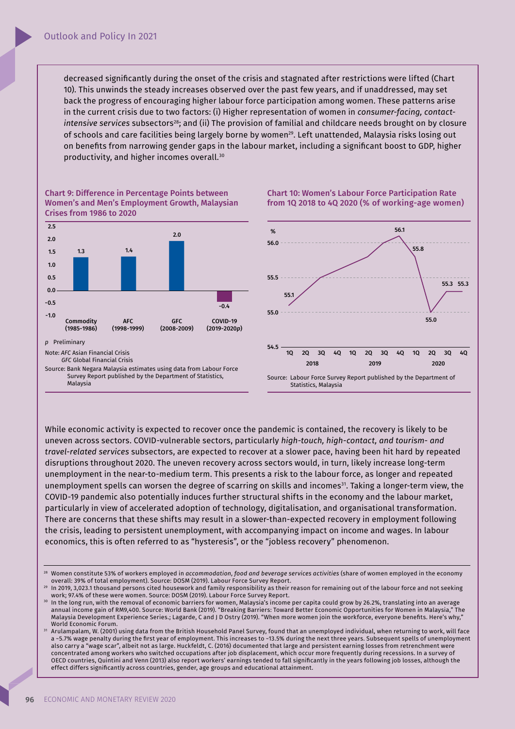decreased significantly during the onset of the crisis and stagnated after restrictions were lifted (Chart 10). This unwinds the steady increases observed over the past few years, and if unaddressed, may set back the progress of encouraging higher labour force participation among women. These patterns arise in the current crisis due to two factors: (i) Higher representation of women in *consumer-facing, contact-intensive services* subsectors[28]; and (ii) The provision of familial and childcare needs brought on by closure of schools and care facilities being largely borne by women[29]. Left unattended, Malaysia risks losing out on benefits from narrowing gender gaps in the labour market, including a significant boost to GDP, higher productivity, and higher incomes overall.[30]

**Chart 9: Difference in Percentage Points between Women's and Men's Employment Growth, Malaysian Crises from 1986 to 2020**

| Crisis | Difference (percentage points) |
|---|---|
| Commodity (1985-1986) | 1.3 |
| AFC (1998-1999) | 1.4 |
| GFC (2008-2009) | 2.0 |
| COVID-19 (2019-2020*p*) | -0.4 |

*p* Preliminary

Note: *AFC* Asian Financial Crisis
*GFC* Global Financial Crisis

Source: Bank Negara Malaysia estimates using data from Labour Force Survey Report published by the Department of Statistics, Malaysia

**Chart 10: Women's Labour Force Participation Rate from 1Q 2018 to 4Q 2020 (% of working-age women)**

| Quarter | % |
|---|---|
| 1Q 2018 | 55.1 |
| 4Q 2019 | 56.1 |
| 1Q 2020 | 55.8 |
| 2Q 2020 | 55.0 |
| 3Q 2020 | 55.3 |
| 4Q 2020 | 55.3 |

Source: Labour Force Survey Report published by the Department of Statistics, Malaysia

While economic activity is expected to recover once the pandemic is contained, the recovery is likely to be uneven across sectors. COVID-vulnerable sectors, particularly *high-touch, high-contact, and tourism- and travel-related services* subsectors, are expected to recover at a slower pace, having been hit hard by repeated disruptions throughout 2020. The uneven recovery across sectors would, in turn, likely increase long-term unemployment in the near-to-medium term. This presents a risk to the labour force, as longer and repeated unemployment spells can worsen the degree of scarring on skills and incomes[31]. Taking a longer-term view, the COVID-19 pandemic also potentially induces further structural shifts in the economy and the labour market, particularly in view of accelerated adoption of technology, digitalisation, and organisational transformation. There are concerns that these shifts may result in a slower-than-expected recovery in employment following the crisis, leading to persistent unemployment, with accompanying impact on income and wages. In labour economics, this is often referred to as "hysteresis", or the "jobless recovery" phenomenon.

---

[28] Women constitute 53% of workers employed in *accommodation, food and beverage services activities* (share of women employed in the economy overall: 39% of total employment). Source: DOSM (2019). Labour Force Survey Report.

[29] In 2019, 3,023.1 thousand persons cited housework and family responsibility as their reason for remaining out of the labour force and not seeking work; 97.4% of these were women. Source: DOSM (2019). Labour Force Survey Report.

[30] In the long run, with the removal of economic barriers for women, Malaysia's income per capita could grow by 26.2%, translating into an average annual income gain of RM9,400. Source: World Bank (2019). "Breaking Barriers: Toward Better Economic Opportunities for Women in Malaysia," The Malaysia Development Experience Series.; Lagarde, C and J D Ostry (2019). "When more women join the workforce, everyone benefits. Here's why," World Economic Forum.

[31] Arulampalam, W. (2001) using data from the British Household Panel Survey, found that an unemployed individual, when returning to work, will face a ~5.7% wage penalty during the first year of employment. This increases to ~13.5% during the next three years. Subsequent spells of unemployment also carry a "wage scar", albeit not as large. Huckfeldt, C. (2016) documented that large and persistent earning losses from retrenchment were concentrated among workers who switched occupations after job displacement, which occur more frequently during recessions. In a survey of OECD countries, Quintini and Venn (2013) also report workers' earnings tended to fall significantly in the years following job losses, although the effect differs significantly across countries, gender, age groups and educational attainment.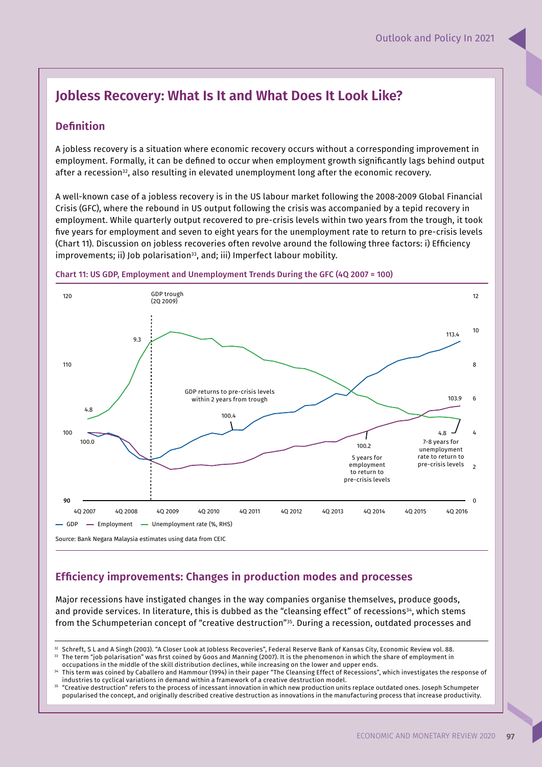# Jobless Recovery: What Is It and What Does It Look Like?

## Definition

A jobless recovery is a situation where economic recovery occurs without a corresponding improvement in employment. Formally, it can be defined to occur when employment growth significantly lags behind output after a recession[32], also resulting in elevated unemployment long after the economic recovery.

A well-known case of a jobless recovery is in the US labour market following the 2008-2009 Global Financial Crisis (GFC), where the rebound in US output following the crisis was accompanied by a tepid recovery in employment. While quarterly output recovered to pre-crisis levels within two years from the trough, it took five years for employment and seven to eight years for the unemployment rate to return to pre-crisis levels (Chart 11). Discussion on jobless recoveries often revolve around the following three factors: i) Efficiency improvements; ii) Job polarisation[33], and; iii) Imperfect labour mobility.

**Chart 11: US GDP, Employment and Unemployment Trends During the GFC (4Q 2007 = 100)**

Source: Bank Negara Malaysia estimates using data from CEIC

## Efficiency improvements: Changes in production modes and processes

Major recessions have instigated changes in the way companies organise themselves, produce goods, and provide services. In literature, this is dubbed as the "cleansing effect" of recessions[34], which stems from the Schumpeterian concept of "creative destruction"[35]. During a recession, outdated processes and

---

[32] Schreft, S L and A Singh (2003). "A Closer Look at Jobless Recoveries", Federal Reserve Bank of Kansas City, Economic Review vol. 88.

[33] The term "job polarisation" was first coined by Goos and Manning (2007). It is the phenomenon in which the share of employment in occupations in the middle of the skill distribution declines, while increasing on the lower and upper ends.

[34] This term was coined by Caballero and Hammour (1994) in their paper "The Cleansing Effect of Recessions", which investigates the response of industries to cyclical variations in demand within a framework of a creative destruction model.

[35] "Creative destruction" refers to the process of incessant innovation in which new production units replace outdated ones. Joseph Schumpeter popularised the concept, and originally described creative destruction as innovations in the manufacturing process that increase productivity.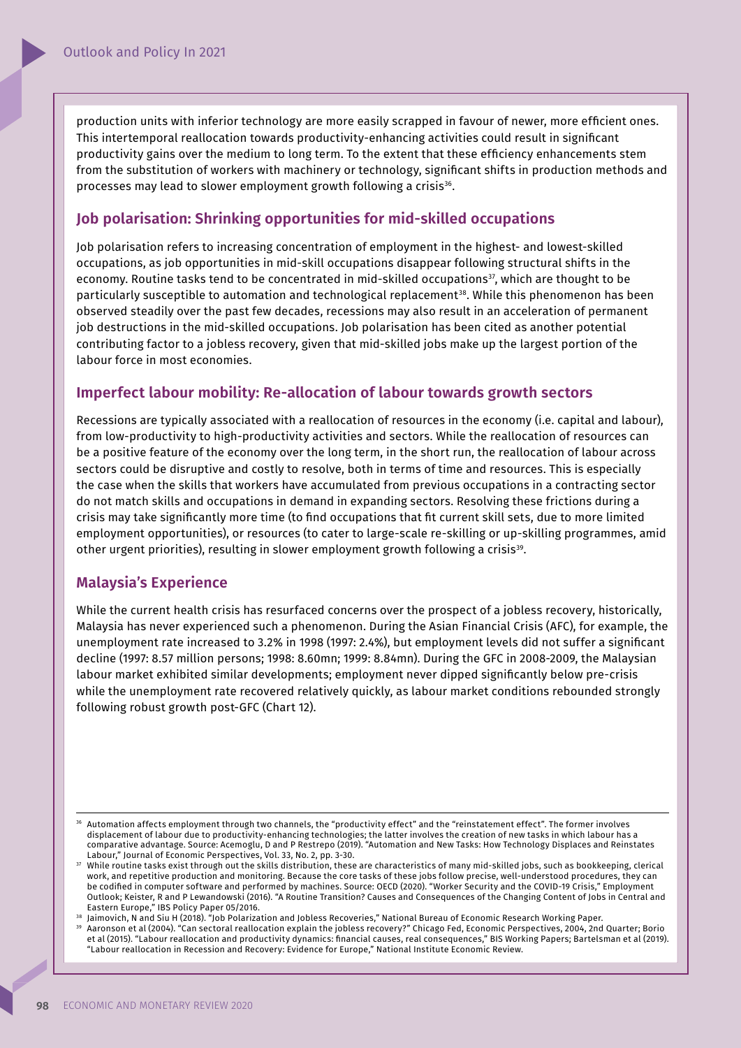production units with inferior technology are more easily scrapped in favour of newer, more efficient ones. This intertemporal reallocation towards productivity-enhancing activities could result in significant productivity gains over the medium to long term. To the extent that these efficiency enhancements stem from the substitution of workers with machinery or technology, significant shifts in production methods and processes may lead to slower employment growth following a crisis[36].

### Job polarisation: Shrinking opportunities for mid-skilled occupations

Job polarisation refers to increasing concentration of employment in the highest- and lowest-skilled occupations, as job opportunities in mid-skill occupations disappear following structural shifts in the economy. Routine tasks tend to be concentrated in mid-skilled occupations[37], which are thought to be particularly susceptible to automation and technological replacement[38]. While this phenomenon has been observed steadily over the past few decades, recessions may also result in an acceleration of permanent job destructions in the mid-skilled occupations. Job polarisation has been cited as another potential contributing factor to a jobless recovery, given that mid-skilled jobs make up the largest portion of the labour force in most economies.

### Imperfect labour mobility: Re-allocation of labour towards growth sectors

Recessions are typically associated with a reallocation of resources in the economy (i.e. capital and labour), from low-productivity to high-productivity activities and sectors. While the reallocation of resources can be a positive feature of the economy over the long term, in the short run, the reallocation of labour across sectors could be disruptive and costly to resolve, both in terms of time and resources. This is especially the case when the skills that workers have accumulated from previous occupations in a contracting sector do not match skills and occupations in demand in expanding sectors. Resolving these frictions during a crisis may take significantly more time (to find occupations that fit current skill sets, due to more limited employment opportunities), or resources (to cater to large-scale re-skilling or up-skilling programmes, amid other urgent priorities), resulting in slower employment growth following a crisis[39].

### Malaysia's Experience

While the current health crisis has resurfaced concerns over the prospect of a jobless recovery, historically, Malaysia has never experienced such a phenomenon. During the Asian Financial Crisis (AFC), for example, the unemployment rate increased to 3.2% in 1998 (1997: 2.4%), but employment levels did not suffer a significant decline (1997: 8.57 million persons; 1998: 8.60mn; 1999: 8.84mn). During the GFC in 2008-2009, the Malaysian labour market exhibited similar developments; employment never dipped significantly below pre-crisis while the unemployment rate recovered relatively quickly, as labour market conditions rebounded strongly following robust growth post-GFC (Chart 12).

---

[36] Automation affects employment through two channels, the "productivity effect" and the "reinstatement effect". The former involves displacement of labour due to productivity-enhancing technologies; the latter involves the creation of new tasks in which labour has a comparative advantage. Source: Acemoglu, D and P Restrepo (2019). "Automation and New Tasks: How Technology Displaces and Reinstates Labour," Journal of Economic Perspectives, Vol. 33, No. 2, pp. 3-30.

[37] While routine tasks exist through out the skills distribution, these are characteristics of many mid-skilled jobs, such as bookkeeping, clerical work, and repetitive production and monitoring. Because the core tasks of these jobs follow precise, well-understood procedures, they can be codified in computer software and performed by machines. Source: OECD (2020). "Worker Security and the COVID-19 Crisis," Employment Outlook; Keister, R and P Lewandowski (2016). "A Routine Transition? Causes and Consequences of the Changing Content of Jobs in Central and Eastern Europe," IBS Policy Paper 05/2016.

[38] Jaimovich, N and Siu H (2018). "Job Polarization and Jobless Recoveries," National Bureau of Economic Research Working Paper.

[39] Aaronson et al (2004). "Can sectoral reallocation explain the jobless recovery?" Chicago Fed, Economic Perspectives, 2004, 2nd Quarter; Borio et al (2015). "Labour reallocation and productivity dynamics: financial causes, real consequences," BIS Working Papers; Bartelsman et al (2019). "Labour reallocation in Recession and Recovery: Evidence for Europe," National Institute Economic Review.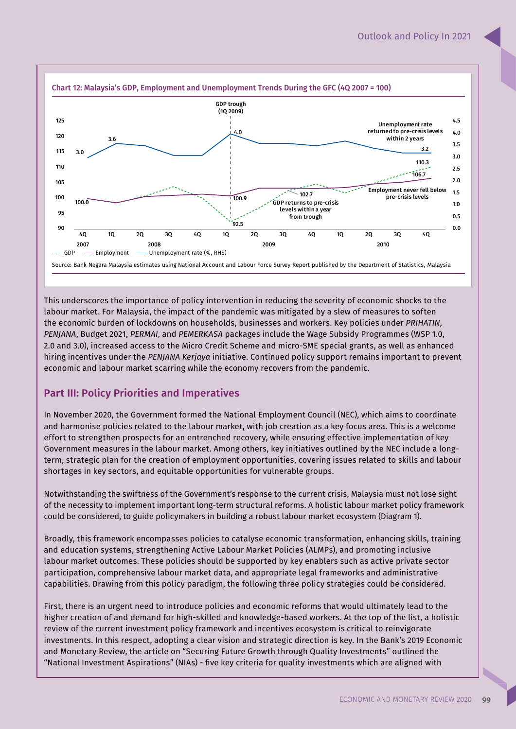**Chart 12: Malaysia's GDP, Employment and Unemployment Trends During the GFC (4Q 2007 = 100)**

Source: Bank Negara Malaysia estimates using National Account and Labour Force Survey Report published by the Department of Statistics, Malaysia

This underscores the importance of policy intervention in reducing the severity of economic shocks to the labour market. For Malaysia, the impact of the pandemic was mitigated by a slew of measures to soften the economic burden of lockdowns on households, businesses and workers. Key policies under *PRIHATIN*, *PENJANA*, Budget 2021, *PERMAI*, and *PEMERKASA* packages include the Wage Subsidy Programmes (WSP 1.0, 2.0 and 3.0), increased access to the Micro Credit Scheme and micro-SME special grants, as well as enhanced hiring incentives under the *PENJANA Kerjaya* initiative. Continued policy support remains important to prevent economic and labour market scarring while the economy recovers from the pandemic.

## Part III: Policy Priorities and Imperatives

In November 2020, the Government formed the National Employment Council (NEC), which aims to coordinate and harmonise policies related to the labour market, with job creation as a key focus area. This is a welcome effort to strengthen prospects for an entrenched recovery, while ensuring effective implementation of key Government measures in the labour market. Among others, key initiatives outlined by the NEC include a long-term, strategic plan for the creation of employment opportunities, covering issues related to skills and labour shortages in key sectors, and equitable opportunities for vulnerable groups.

Notwithstanding the swiftness of the Government's response to the current crisis, Malaysia must not lose sight of the necessity to implement important long-term structural reforms. A holistic labour market policy framework could be considered, to guide policymakers in building a robust labour market ecosystem (Diagram 1).

Broadly, this framework encompasses policies to catalyse economic transformation, enhancing skills, training and education systems, strengthening Active Labour Market Policies (ALMPs), and promoting inclusive labour market outcomes. These policies should be supported by key enablers such as active private sector participation, comprehensive labour market data, and appropriate legal frameworks and administrative capabilities. Drawing from this policy paradigm, the following three policy strategies could be considered.

First, there is an urgent need to introduce policies and economic reforms that would ultimately lead to the higher creation of and demand for high-skilled and knowledge-based workers. At the top of the list, a holistic review of the current investment policy framework and incentives ecosystem is critical to reinvigorate investments. In this respect, adopting a clear vision and strategic direction is key. In the Bank's 2019 Economic and Monetary Review, the article on "Securing Future Growth through Quality Investments" outlined the "National Investment Aspirations" (NIAs) - five key criteria for quality investments which are aligned with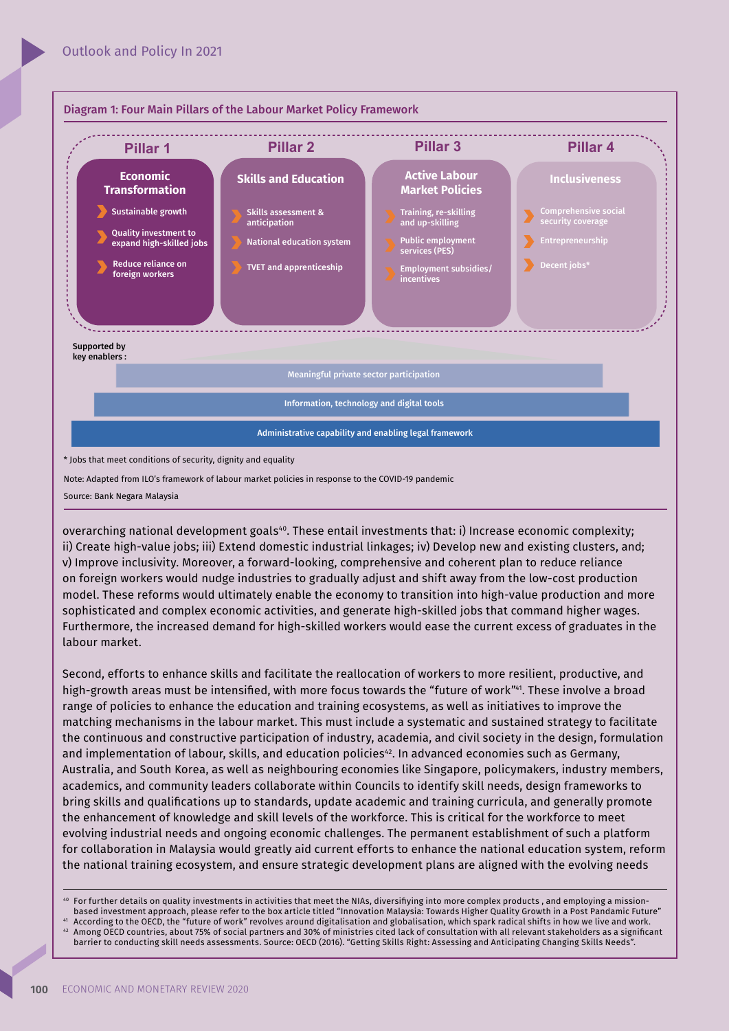**Diagram 1: Four Main Pillars of the Labour Market Policy Framework**

| Pillar 1 | Pillar 2 | Pillar 3 | Pillar 4 |
|---|---|---|---|
| **Economic Transformation** | **Skills and Education** | **Active Labour Market Policies** | **Inclusiveness** |
| Sustainable growth | Skills assessment & anticipation | Training, re-skilling and up-skilling | Comprehensive social security coverage |
| Quality investment to expand high-skilled jobs | National education system | Public employment services (PES) | Entrepreneurship |
| Reduce reliance on foreign workers | TVET and apprenticeship | Employment subsidies/ incentives | Decent jobs* |

Supported by key enablers :

- Meaningful private sector participation
- Information, technology and digital tools
- Administrative capability and enabling legal framework

\* Jobs that meet conditions of security, dignity and equality

Note: Adapted from ILO's framework of labour market policies in response to the COVID-19 pandemic

Source: Bank Negara Malaysia

overarching national development goals[40]. These entail investments that: i) Increase economic complexity; ii) Create high-value jobs; iii) Extend domestic industrial linkages; iv) Develop new and existing clusters, and; v) Improve inclusivity. Moreover, a forward-looking, comprehensive and coherent plan to reduce reliance on foreign workers would nudge industries to gradually adjust and shift away from the low-cost production model. These reforms would ultimately enable the economy to transition into high-value production and more sophisticated and complex economic activities, and generate high-skilled jobs that command higher wages. Furthermore, the increased demand for high-skilled workers would ease the current excess of graduates in the labour market.

Second, efforts to enhance skills and facilitate the reallocation of workers to more resilient, productive, and high-growth areas must be intensified, with more focus towards the "future of work"[41]. These involve a broad range of policies to enhance the education and training ecosystems, as well as initiatives to improve the matching mechanisms in the labour market. This must include a systematic and sustained strategy to facilitate the continuous and constructive participation of industry, academia, and civil society in the design, formulation and implementation of labour, skills, and education policies[42]. In advanced economies such as Germany, Australia, and South Korea, as well as neighbouring economies like Singapore, policymakers, industry members, academics, and community leaders collaborate within Councils to identify skill needs, design frameworks to bring skills and qualifications up to standards, update academic and training curricula, and generally promote the enhancement of knowledge and skill levels of the workforce. This is critical for the workforce to meet evolving industrial needs and ongoing economic challenges. The permanent establishment of such a platform for collaboration in Malaysia would greatly aid current efforts to enhance the national education system, reform the national training ecosystem, and ensure strategic development plans are aligned with the evolving needs

[40] For further details on quality investments in activities that meet the NIAs, diversifiying into more complex products , and employing a mission-based investment approach, please refer to the box article titled "Innovation Malaysia: Towards Higher Quality Growth in a Post Pandamic Future"

[41] According to the OECD, the "future of work" revolves around digitalisation and globalisation, which spark radical shifts in how we live and work.

[42] Among OECD countries, about 75% of social partners and 30% of ministries cited lack of consultation with all relevant stakeholders as a significant barrier to conducting skill needs assessments. Source: OECD (2016). "Getting Skills Right: Assessing and Anticipating Changing Skills Needs".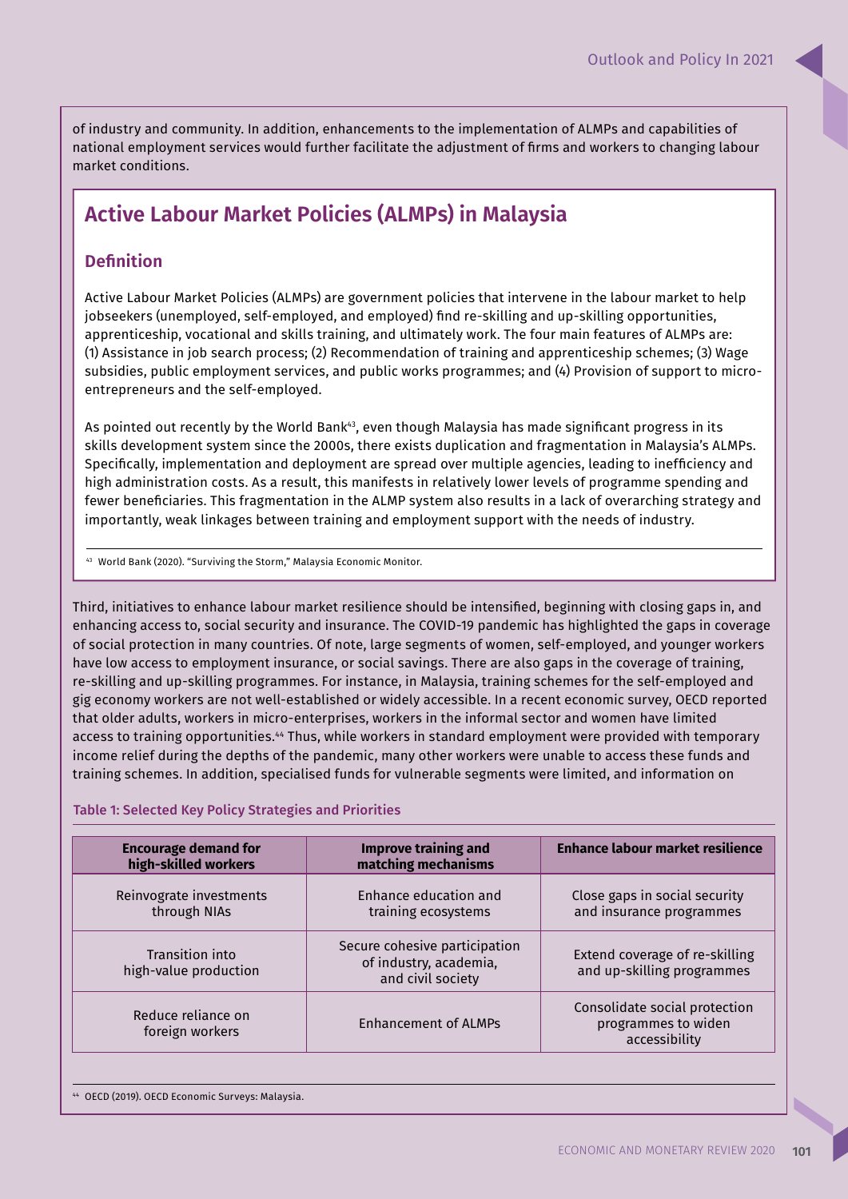of industry and community. In addition, enhancements to the implementation of ALMPs and capabilities of national employment services would further facilitate the adjustment of firms and workers to changing labour market conditions.

## Active Labour Market Policies (ALMPs) in Malaysia

### Definition

Active Labour Market Policies (ALMPs) are government policies that intervene in the labour market to help jobseekers (unemployed, self-employed, and employed) find re-skilling and up-skilling opportunities, apprenticeship, vocational and skills training, and ultimately work. The four main features of ALMPs are: (1) Assistance in job search process; (2) Recommendation of training and apprenticeship schemes; (3) Wage subsidies, public employment services, and public works programmes; and (4) Provision of support to micro-entrepreneurs and the self-employed.

As pointed out recently by the World Bank[43], even though Malaysia has made significant progress in its skills development system since the 2000s, there exists duplication and fragmentation in Malaysia's ALMPs. Specifically, implementation and deployment are spread over multiple agencies, leading to inefficiency and high administration costs. As a result, this manifests in relatively lower levels of programme spending and fewer beneficiaries. This fragmentation in the ALMP system also results in a lack of overarching strategy and importantly, weak linkages between training and employment support with the needs of industry.

[43] World Bank (2020). "Surviving the Storm," Malaysia Economic Monitor.

Third, initiatives to enhance labour market resilience should be intensified, beginning with closing gaps in, and enhancing access to, social security and insurance. The COVID-19 pandemic has highlighted the gaps in coverage of social protection in many countries. Of note, large segments of women, self-employed, and younger workers have low access to employment insurance, or social savings. There are also gaps in the coverage of training, re-skilling and up-skilling programmes. For instance, in Malaysia, training schemes for the self-employed and gig economy workers are not well-established or widely accessible. In a recent economic survey, OECD reported that older adults, workers in micro-enterprises, workers in the informal sector and women have limited access to training opportunities.[44] Thus, while workers in standard employment were provided with temporary income relief during the depths of the pandemic, many other workers were unable to access these funds and training schemes. In addition, specialised funds for vulnerable segments were limited, and information on

**Table 1: Selected Key Policy Strategies and Priorities**

| Encourage demand for high-skilled workers | Improve training and matching mechanisms | Enhance labour market resilience |
|---|---|---|
| Reinvograte investments through NIAs | Enhance education and training ecosystems | Close gaps in social security and insurance programmes |
| Transition into high-value production | Secure cohesive participation of industry, academia, and civil society | Extend coverage of re-skilling and up-skilling programmes |
| Reduce reliance on foreign workers | Enhancement of ALMPs | Consolidate social protection programmes to widen accessibility |

[44] OECD (2019). OECD Economic Surveys: Malaysia.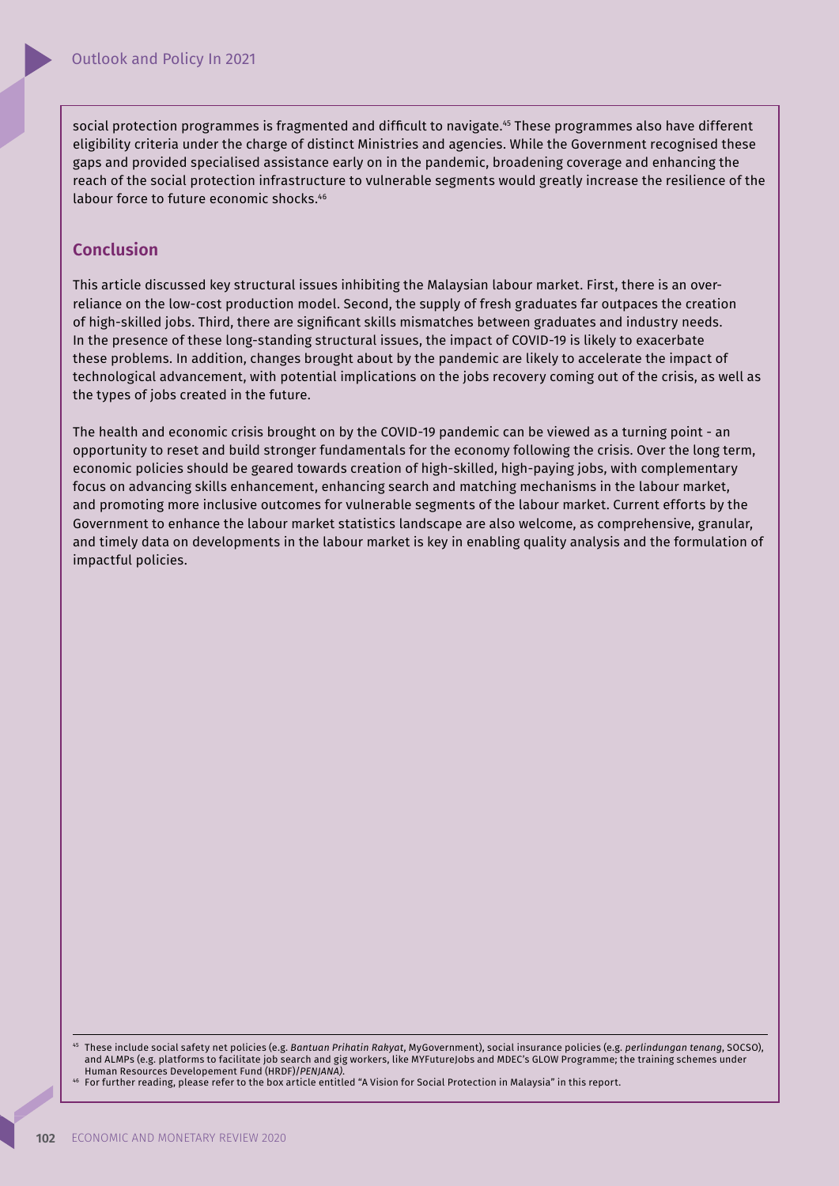social protection programmes is fragmented and difficult to navigate.[45] These programmes also have different eligibility criteria under the charge of distinct Ministries and agencies. While the Government recognised these gaps and provided specialised assistance early on in the pandemic, broadening coverage and enhancing the reach of the social protection infrastructure to vulnerable segments would greatly increase the resilience of the labour force to future economic shocks.[46]

## Conclusion

This article discussed key structural issues inhibiting the Malaysian labour market. First, there is an over-reliance on the low-cost production model. Second, the supply of fresh graduates far outpaces the creation of high-skilled jobs. Third, there are significant skills mismatches between graduates and industry needs. In the presence of these long-standing structural issues, the impact of COVID-19 is likely to exacerbate these problems. In addition, changes brought about by the pandemic are likely to accelerate the impact of technological advancement, with potential implications on the jobs recovery coming out of the crisis, as well as the types of jobs created in the future.

The health and economic crisis brought on by the COVID-19 pandemic can be viewed as a turning point - an opportunity to reset and build stronger fundamentals for the economy following the crisis. Over the long term, economic policies should be geared towards creation of high-skilled, high-paying jobs, with complementary focus on advancing skills enhancement, enhancing search and matching mechanisms in the labour market, and promoting more inclusive outcomes for vulnerable segments of the labour market. Current efforts by the Government to enhance the labour market statistics landscape are also welcome, as comprehensive, granular, and timely data on developments in the labour market is key in enabling quality analysis and the formulation of impactful policies.

---

[45] These include social safety net policies (e.g. *Bantuan Prihatin Rakyat*, MyGovernment), social insurance policies (e.g. *perlindungan tenang*, SOCSO), and ALMPs (e.g. platforms to facilitate job search and gig workers, like MYFutureJobs and MDEC's GLOW Programme; the training schemes under Human Resources Developement Fund (HRDF)/*PENJANA).*

[46] For further reading, please refer to the box article entitled "A Vision for Social Protection in Malaysia" in this report.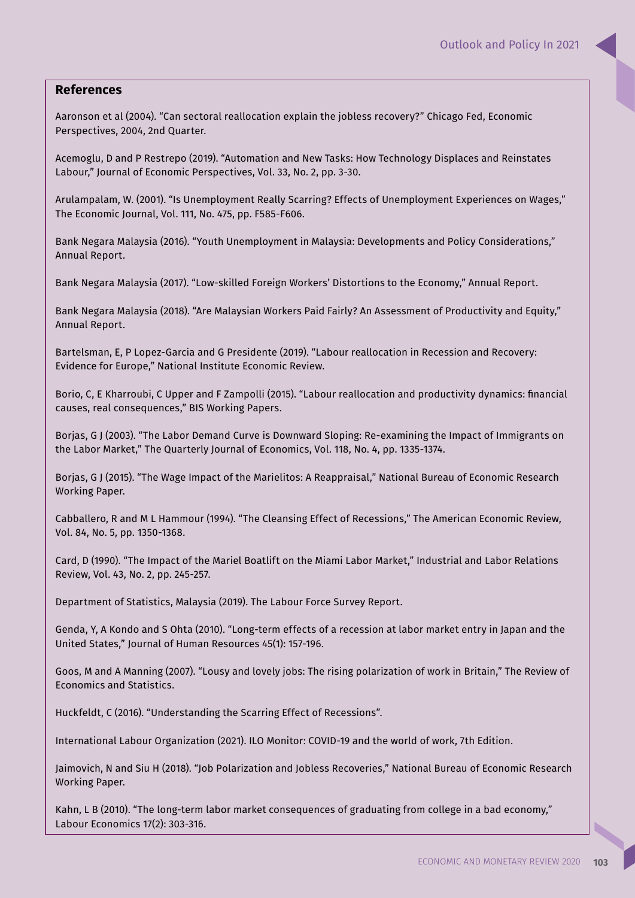## References

Aaronson et al (2004). "Can sectoral reallocation explain the jobless recovery?" Chicago Fed, Economic Perspectives, 2004, 2nd Quarter.

Acemoglu, D and P Restrepo (2019). "Automation and New Tasks: How Technology Displaces and Reinstates Labour," Journal of Economic Perspectives, Vol. 33, No. 2, pp. 3-30.

Arulampalam, W. (2001). "Is Unemployment Really Scarring? Effects of Unemployment Experiences on Wages," The Economic Journal, Vol. 111, No. 475, pp. F585-F606.

Bank Negara Malaysia (2016). "Youth Unemployment in Malaysia: Developments and Policy Considerations," Annual Report.

Bank Negara Malaysia (2017). "Low-skilled Foreign Workers' Distortions to the Economy," Annual Report.

Bank Negara Malaysia (2018). "Are Malaysian Workers Paid Fairly? An Assessment of Productivity and Equity," Annual Report.

Bartelsman, E, P Lopez-Garcia and G Presidente (2019). "Labour reallocation in Recession and Recovery: Evidence for Europe," National Institute Economic Review.

Borio, C, E Kharroubi, C Upper and F Zampolli (2015). "Labour reallocation and productivity dynamics: financial causes, real consequences," BIS Working Papers.

Borjas, G J (2003). "The Labor Demand Curve is Downward Sloping: Re-examining the Impact of Immigrants on the Labor Market," The Quarterly Journal of Economics, Vol. 118, No. 4, pp. 1335-1374.

Borjas, G J (2015). "The Wage Impact of the Marielitos: A Reappraisal," National Bureau of Economic Research Working Paper.

Cabballero, R and M L Hammour (1994). "The Cleansing Effect of Recessions," The American Economic Review, Vol. 84, No. 5, pp. 1350-1368.

Card, D (1990). "The Impact of the Mariel Boatlift on the Miami Labor Market," Industrial and Labor Relations Review, Vol. 43, No. 2, pp. 245-257.

Department of Statistics, Malaysia (2019). The Labour Force Survey Report.

Genda, Y, A Kondo and S Ohta (2010). "Long-term effects of a recession at labor market entry in Japan and the United States," Journal of Human Resources 45(1): 157-196.

Goos, M and A Manning (2007). "Lousy and lovely jobs: The rising polarization of work in Britain," The Review of Economics and Statistics.

Huckfeldt, C (2016). "Understanding the Scarring Effect of Recessions".

International Labour Organization (2021). ILO Monitor: COVID-19 and the world of work, 7th Edition.

Jaimovich, N and Siu H (2018). "Job Polarization and Jobless Recoveries," National Bureau of Economic Research Working Paper.

Kahn, L B (2010). "The long-term labor market consequences of graduating from college in a bad economy," Labour Economics 17(2): 303-316.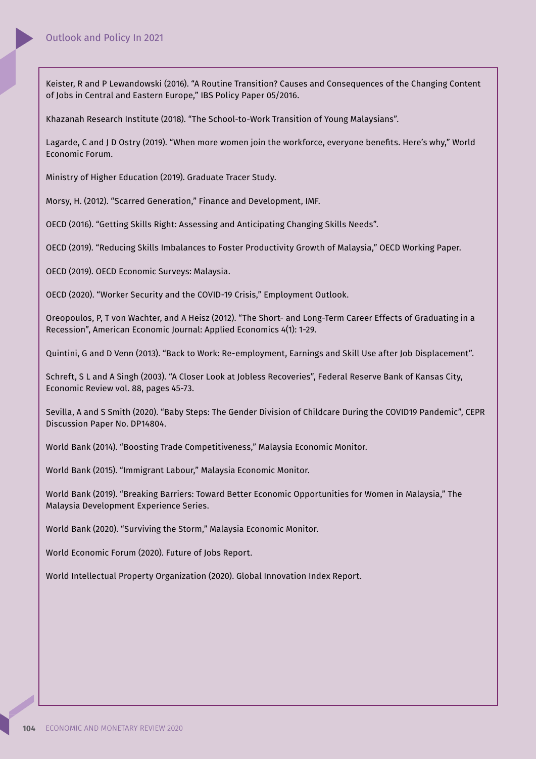Keister, R and P Lewandowski (2016). "A Routine Transition? Causes and Consequences of the Changing Content of Jobs in Central and Eastern Europe," IBS Policy Paper 05/2016.

Khazanah Research Institute (2018). "The School-to-Work Transition of Young Malaysians".

Lagarde, C and J D Ostry (2019). "When more women join the workforce, everyone benefits. Here's why," World Economic Forum.

Ministry of Higher Education (2019). Graduate Tracer Study.

Morsy, H. (2012). "Scarred Generation," Finance and Development, IMF.

OECD (2016). "Getting Skills Right: Assessing and Anticipating Changing Skills Needs".

OECD (2019). "Reducing Skills Imbalances to Foster Productivity Growth of Malaysia," OECD Working Paper.

OECD (2019). OECD Economic Surveys: Malaysia.

OECD (2020). "Worker Security and the COVID-19 Crisis," Employment Outlook.

Oreopoulos, P, T von Wachter, and A Heisz (2012). "The Short- and Long-Term Career Effects of Graduating in a Recession", American Economic Journal: Applied Economics 4(1): 1-29.

Quintini, G and D Venn (2013). "Back to Work: Re-employment, Earnings and Skill Use after Job Displacement".

Schreft, S L and A Singh (2003). "A Closer Look at Jobless Recoveries", Federal Reserve Bank of Kansas City, Economic Review vol. 88, pages 45-73.

Sevilla, A and S Smith (2020). "Baby Steps: The Gender Division of Childcare During the COVID19 Pandemic", CEPR Discussion Paper No. DP14804.

World Bank (2014). "Boosting Trade Competitiveness," Malaysia Economic Monitor.

World Bank (2015). "Immigrant Labour," Malaysia Economic Monitor.

World Bank (2019). "Breaking Barriers: Toward Better Economic Opportunities for Women in Malaysia," The Malaysia Development Experience Series.

World Bank (2020). "Surviving the Storm," Malaysia Economic Monitor.

World Economic Forum (2020). Future of Jobs Report.

World Intellectual Property Organization (2020). Global Innovation Index Report.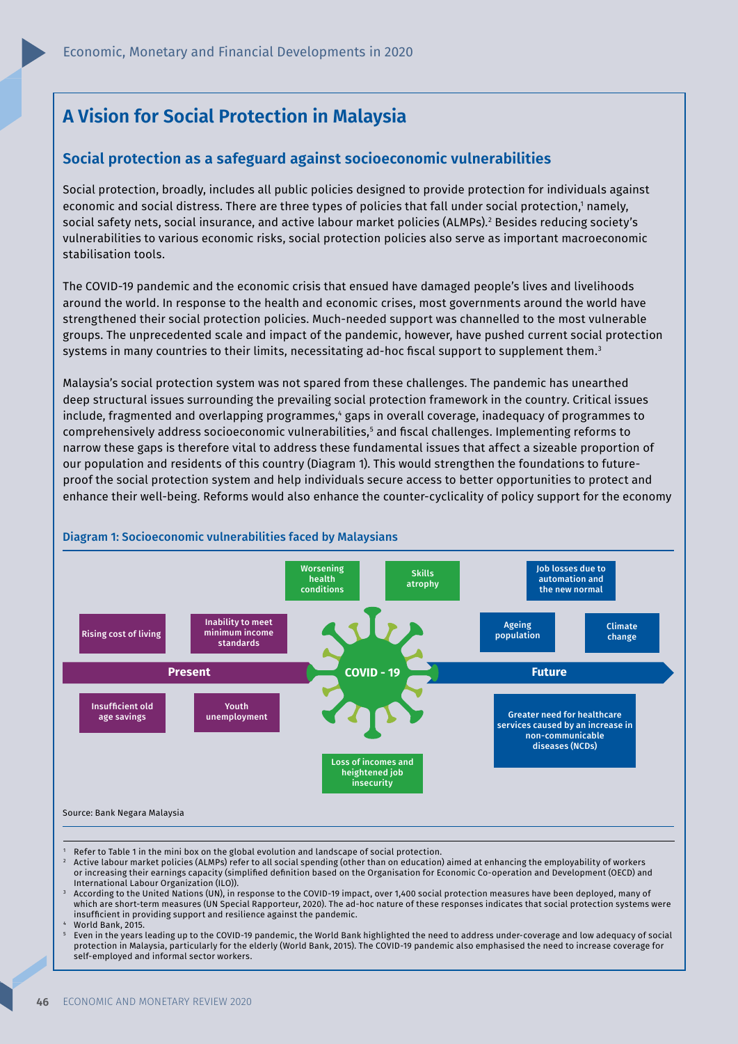# A Vision for Social Protection in Malaysia

## Social protection as a safeguard against socioeconomic vulnerabilities

Social protection, broadly, includes all public policies designed to provide protection for individuals against economic and social distress. There are three types of policies that fall under social protection,[1] namely, social safety nets, social insurance, and active labour market policies (ALMPs).[2] Besides reducing society's vulnerabilities to various economic risks, social protection policies also serve as important macroeconomic stabilisation tools.

The COVID-19 pandemic and the economic crisis that ensued have damaged people's lives and livelihoods around the world. In response to the health and economic crises, most governments around the world have strengthened their social protection policies. Much-needed support was channelled to the most vulnerable groups. The unprecedented scale and impact of the pandemic, however, have pushed current social protection systems in many countries to their limits, necessitating ad-hoc fiscal support to supplement them.[3]

Malaysia's social protection system was not spared from these challenges. The pandemic has unearthed deep structural issues surrounding the prevailing social protection framework in the country. Critical issues include, fragmented and overlapping programmes,[4] gaps in overall coverage, inadequacy of programmes to comprehensively address socioeconomic vulnerabilities,[5] and fiscal challenges. Implementing reforms to narrow these gaps is therefore vital to address these fundamental issues that affect a sizeable proportion of our population and residents of this country (Diagram 1). This would strengthen the foundations to future-proof the social protection system and help individuals secure access to better opportunities to protect and enhance their well-being. Reforms would also enhance the counter-cyclicality of policy support for the economy

### Diagram 1: Socioeconomic vulnerabilities faced by Malaysians

**Present:**
- Rising cost of living
- Inability to meet minimum income standards
- Insufficient old age savings
- Youth unemployment

**COVID - 19:**
- Worsening health conditions
- Skills atrophy
- Loss of incomes and heightened job insecurity

**Future:**
- Job losses due to automation and the new normal
- Ageing population
- Climate change
- Greater need for healthcare services caused by an increase in non-communicable diseases (NCDs)

Source: Bank Negara Malaysia

---

[1] Refer to Table 1 in the mini box on the global evolution and landscape of social protection.

[2] Active labour market policies (ALMPs) refer to all social spending (other than on education) aimed at enhancing the employability of workers or increasing their earnings capacity (simplified definition based on the Organisation for Economic Co-operation and Development (OECD) and International Labour Organization (ILO)).

[3] According to the United Nations (UN), in response to the COVID-19 impact, over 1,400 social protection measures have been deployed, many of which are short-term measures (UN Special Rapporteur, 2020). The ad-hoc nature of these responses indicates that social protection systems were insufficient in providing support and resilience against the pandemic.

[4] World Bank, 2015.

[5] Even in the years leading up to the COVID-19 pandemic, the World Bank highlighted the need to address under-coverage and low adequacy of social protection in Malaysia, particularly for the elderly (World Bank, 2015). The COVID-19 pandemic also emphasised the need to increase coverage for self-employed and informal sector workers.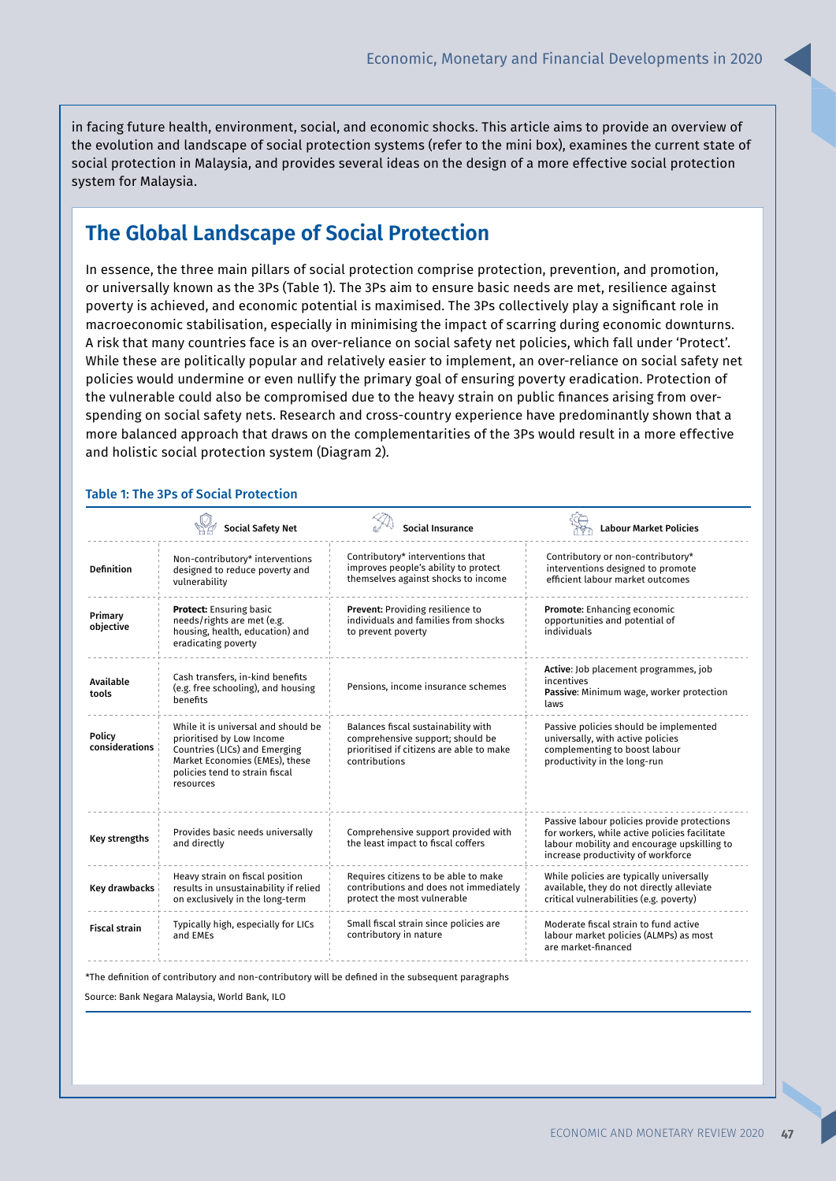in facing future health, environment, social, and economic shocks. This article aims to provide an overview of the evolution and landscape of social protection systems (refer to the mini box), examines the current state of social protection in Malaysia, and provides several ideas on the design of a more effective social protection system for Malaysia.

## The Global Landscape of Social Protection

In essence, the three main pillars of social protection comprise protection, prevention, and promotion, or universally known as the 3Ps (Table 1). The 3Ps aim to ensure basic needs are met, resilience against poverty is achieved, and economic potential is maximised. The 3Ps collectively play a significant role in macroeconomic stabilisation, especially in minimising the impact of scarring during economic downturns. A risk that many countries face is an over-reliance on social safety net policies, which fall under 'Protect'. While these are politically popular and relatively easier to implement, an over-reliance on social safety net policies would undermine or even nullify the primary goal of ensuring poverty eradication. Protection of the vulnerable could also be compromised due to the heavy strain on public finances arising from over-spending on social safety nets. Research and cross-country experience have predominantly shown that a more balanced approach that draws on the complementarities of the 3Ps would result in a more effective and holistic social protection system (Diagram 2).

**Table 1: The 3Ps of Social Protection**

| | Social Safety Net | Social Insurance | Labour Market Policies |
|---|---|---|---|
| **Definition** | Non-contributory* interventions designed to reduce poverty and vulnerability | Contributory* interventions that improves people's ability to protect themselves against shocks to income | Contributory or non-contributory* interventions designed to promote efficient labour market outcomes |
| **Primary objective** | **Protect:** Ensuring basic needs/rights are met (e.g. housing, health, education) and eradicating poverty | **Prevent:** Providing resilience to individuals and families from shocks to prevent poverty | **Promote:** Enhancing economic opportunities and potential of individuals |
| **Available tools** | Cash transfers, in-kind benefits (e.g. free schooling), and housing benefits | Pensions, income insurance schemes | **Active**: Job placement programmes, job incentives<br>**Passive**: Minimum wage, worker protection laws |
| **Policy considerations** | While it is universal and should be prioritised by Low Income Countries (LICs) and Emerging Market Economies (EMEs), these policies tend to strain fiscal resources | Balances fiscal sustainability with comprehensive support; should be prioritised if citizens are able to make contributions | Passive policies should be implemented universally, with active policies complementing to boost labour productivity in the long-run |
| **Key strengths** | Provides basic needs universally and directly | Comprehensive support provided with the least impact to fiscal coffers | Passive labour policies provide protections for workers, while active policies facilitate labour mobility and encourage upskilling to increase productivity of workforce |
| **Key drawbacks** | Heavy strain on fiscal position results in unsustainability if relied on exclusively in the long-term | Requires citizens to be able to make contributions and does not immediately protect the most vulnerable | While policies are typically universally available, they do not directly alleviate critical vulnerabilities (e.g. poverty) |
| **Fiscal strain** | Typically high, especially for LICs and EMEs | Small fiscal strain since policies are contributory in nature | Moderate fiscal strain to fund active labour market policies (ALMPs) as most are market-financed |

*The definition of contributory and non-contributory will be defined in the subsequent paragraphs

Source: Bank Negara Malaysia, World Bank, ILO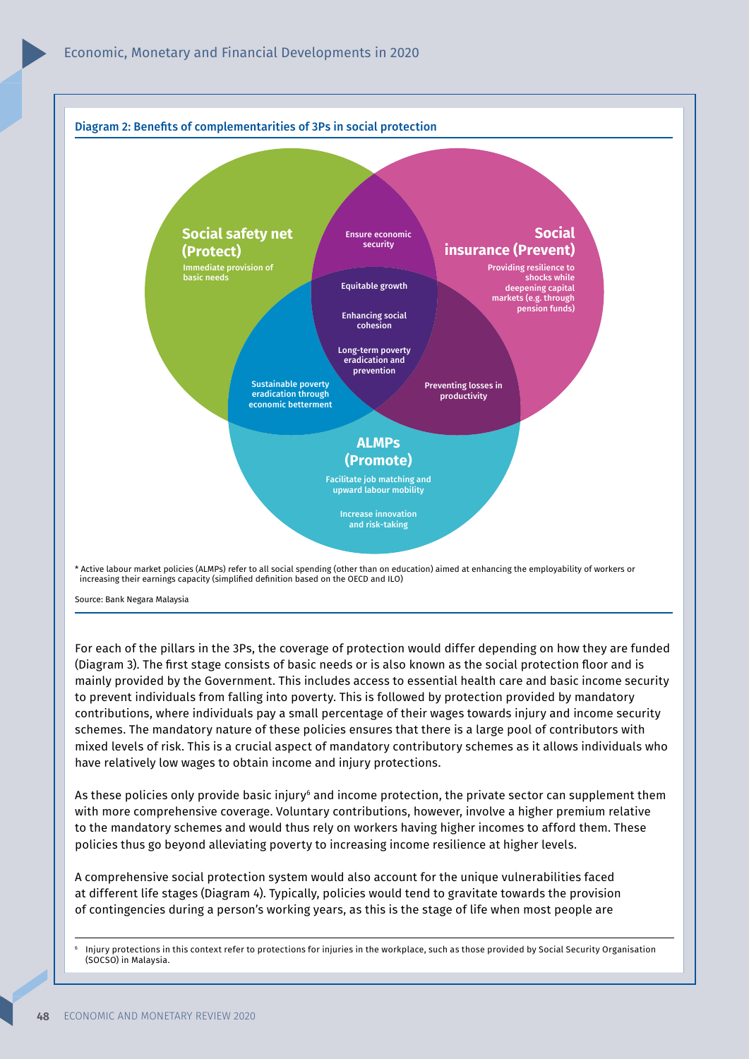**Diagram 2: Benefits of complementarities of 3Ps in social protection**

**Social safety net (Protect)**
Immediate provision of basic needs

**Social insurance (Prevent)**
Providing resilience to shocks while deepening capital markets (e.g. through pension funds)

**ALMPs (Promote)**
Facilitate job matching and upward labour mobility

Increase innovation and risk-taking

Ensure economic security

Equitable growth

Enhancing social cohesion

Long-term poverty eradication and prevention

Sustainable poverty eradication through economic betterment

Preventing losses in productivity

* Active labour market policies (ALMPs) refer to all social spending (other than on education) aimed at enhancing the employability of workers or increasing their earnings capacity (simplified definition based on the OECD and ILO)

Source: Bank Negara Malaysia

For each of the pillars in the 3Ps, the coverage of protection would differ depending on how they are funded (Diagram 3). The first stage consists of basic needs or is also known as the social protection floor and is mainly provided by the Government. This includes access to essential health care and basic income security to prevent individuals from falling into poverty. This is followed by protection provided by mandatory contributions, where individuals pay a small percentage of their wages towards injury and income security schemes. The mandatory nature of these policies ensures that there is a large pool of contributors with mixed levels of risk. This is a crucial aspect of mandatory contributory schemes as it allows individuals who have relatively low wages to obtain income and injury protections.

As these policies only provide basic injury[6] and income protection, the private sector can supplement them with more comprehensive coverage. Voluntary contributions, however, involve a higher premium relative to the mandatory schemes and would thus rely on workers having higher incomes to afford them. These policies thus go beyond alleviating poverty to increasing income resilience at higher levels.

A comprehensive social protection system would also account for the unique vulnerabilities faced at different life stages (Diagram 4). Typically, policies would tend to gravitate towards the provision of contingencies during a person's working years, as this is the stage of life when most people are

[6] Injury protections in this context refer to protections for injuries in the workplace, such as those provided by Social Security Organisation (SOCSO) in Malaysia.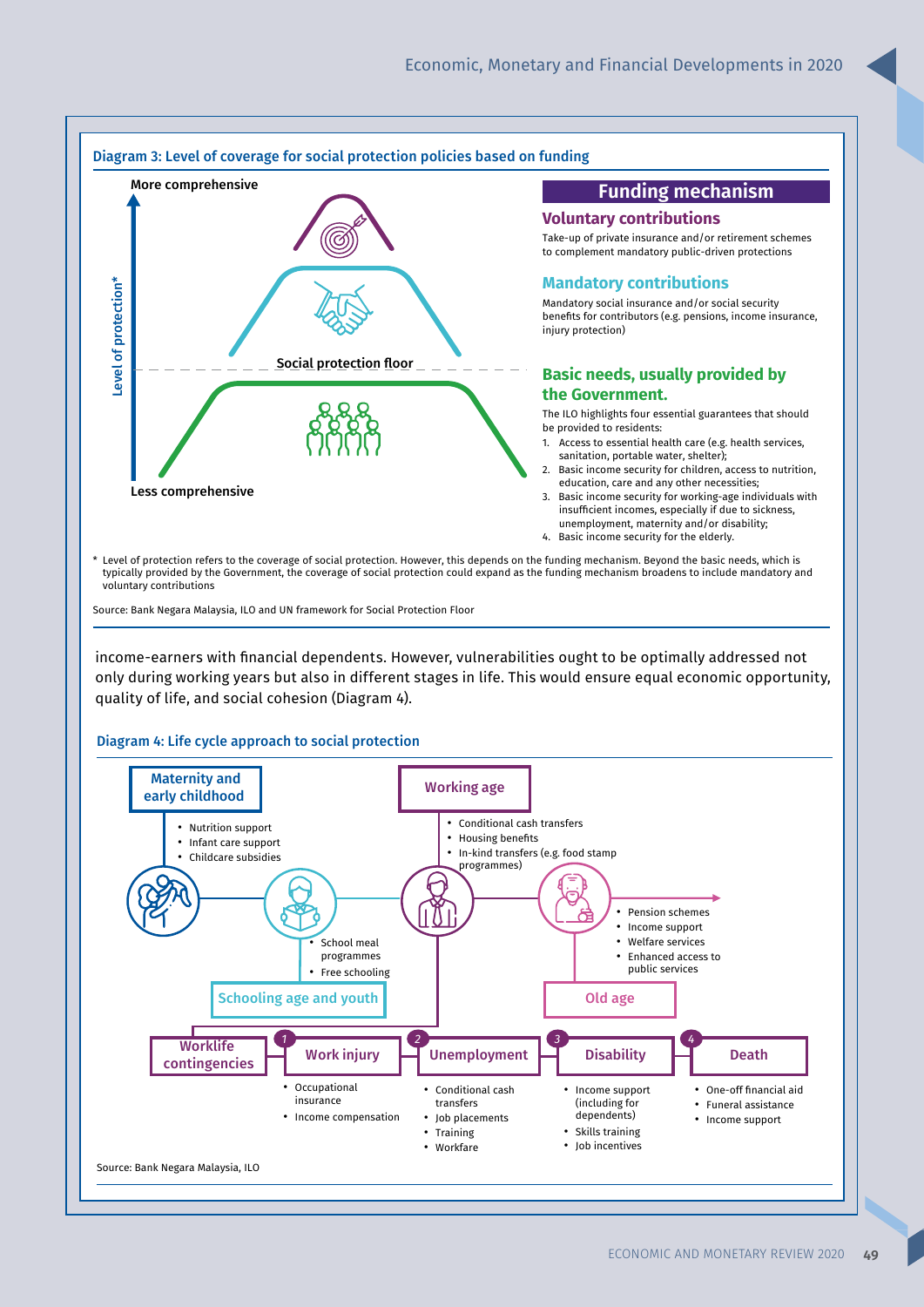**Diagram 3: Level of coverage for social protection policies based on funding**

More comprehensive

Level of protection*

Social protection floor

Less comprehensive

## Funding mechanism

### Voluntary contributions

Take-up of private insurance and/or retirement schemes to complement mandatory public-driven protections

### Mandatory contributions

Mandatory social insurance and/or social security benefits for contributors (e.g. pensions, income insurance, injury protection)

### Basic needs, usually provided by the Government.

The ILO highlights four essential guarantees that should be provided to residents:

1. Access to essential health care (e.g. health services, sanitation, portable water, shelter);
2. Basic income security for children, access to nutrition, education, care and any other necessities;
3. Basic income security for working-age individuals with insufficient incomes, especially if due to sickness, unemployment, maternity and/or disability;
4. Basic income security for the elderly.

\* Level of protection refers to the coverage of social protection. However, this depends on the funding mechanism. Beyond the basic needs, which is typically provided by the Government, the coverage of social protection could expand as the funding mechanism broadens to include mandatory and voluntary contributions

Source: Bank Negara Malaysia, ILO and UN framework for Social Protection Floor

income-earners with financial dependents. However, vulnerabilities ought to be optimally addressed not only during working years but also in different stages in life. This would ensure equal economic opportunity, quality of life, and social cohesion (Diagram 4).

**Diagram 4: Life cycle approach to social protection**

**Maternity and early childhood**
- Nutrition support
- Infant care support
- Childcare subsidies

**Schooling age and youth**
- School meal programmes
- Free schooling

**Working age**
- Conditional cash transfers
- Housing benefits
- In-kind transfers (e.g. food stamp programmes)

**Old age**
- Pension schemes
- Income support
- Welfare services
- Enhanced access to public services

**Worklife contingencies**

1. **Work injury**
   - Occupational insurance
   - Income compensation
2. **Unemployment**
   - Conditional cash transfers
   - Job placements
   - Training
   - Workfare
3. **Disability**
   - Income support (including for dependents)
   - Skills training
   - Job incentives
4. **Death**
   - One-off financial aid
   - Funeral assistance
   - Income support

Source: Bank Negara Malaysia, ILO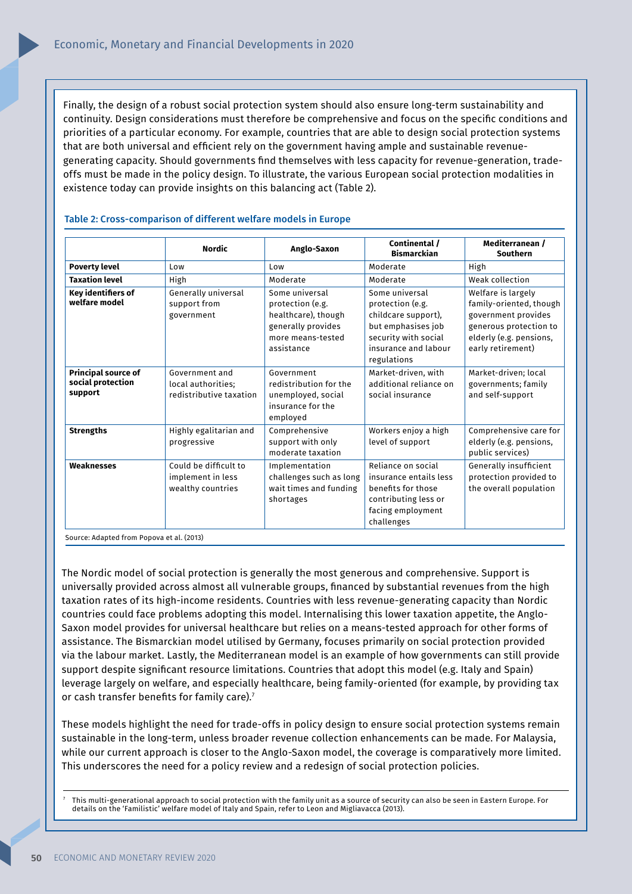Finally, the design of a robust social protection system should also ensure long-term sustainability and continuity. Design considerations must therefore be comprehensive and focus on the specific conditions and priorities of a particular economy. For example, countries that are able to design social protection systems that are both universal and efficient rely on the government having ample and sustainable revenue-generating capacity. Should governments find themselves with less capacity for revenue-generation, trade-offs must be made in the policy design. To illustrate, the various European social protection modalities in existence today can provide insights on this balancing act (Table 2).

**Table 2: Cross-comparison of different welfare models in Europe**

| | Nordic | Anglo-Saxon | Continental / Bismarckian | Mediterranean / Southern |
|---|---|---|---|---|
| **Poverty level** | Low | Low | Moderate | High |
| **Taxation level** | High | Moderate | Moderate | Weak collection |
| **Key identifiers of welfare model** | Generally universal support from government | Some universal protection (e.g. healthcare), though generally provides more means-tested assistance | Some universal protection (e.g. childcare support), but emphasises job security with social insurance and labour regulations | Welfare is largely family-oriented, though government provides generous protection to elderly (e.g. pensions, early retirement) |
| **Principal source of social protection support** | Government and local authorities; redistributive taxation | Government redistribution for the unemployed, social insurance for the employed | Market-driven, with additional reliance on social insurance | Market-driven; local governments; family and self-support |
| **Strengths** | Highly egalitarian and progressive | Comprehensive support with only moderate taxation | Workers enjoy a high level of support | Comprehensive care for elderly (e.g. pensions, public services) |
| **Weaknesses** | Could be difficult to implement in less wealthy countries | Implementation challenges such as long wait times and funding shortages | Reliance on social insurance entails less benefits for those contributing less or facing employment challenges | Generally insufficient protection provided to the overall population |

Source: Adapted from Popova et al. (2013)

The Nordic model of social protection is generally the most generous and comprehensive. Support is universally provided across almost all vulnerable groups, financed by substantial revenues from the high taxation rates of its high-income residents. Countries with less revenue-generating capacity than Nordic countries could face problems adopting this model. Internalising this lower taxation appetite, the Anglo-Saxon model provides for universal healthcare but relies on a means-tested approach for other forms of assistance. The Bismarckian model utilised by Germany, focuses primarily on social protection provided via the labour market. Lastly, the Mediterranean model is an example of how governments can still provide support despite significant resource limitations. Countries that adopt this model (e.g. Italy and Spain) leverage largely on welfare, and especially healthcare, being family-oriented (for example, by providing tax or cash transfer benefits for family care).[7]

These models highlight the need for trade-offs in policy design to ensure social protection systems remain sustainable in the long-term, unless broader revenue collection enhancements can be made. For Malaysia, while our current approach is closer to the Anglo-Saxon model, the coverage is comparatively more limited. This underscores the need for a policy review and a redesign of social protection policies.

[7] This multi-generational approach to social protection with the family unit as a source of security can also be seen in Eastern Europe. For details on the 'Familistic' welfare model of Italy and Spain, refer to Leon and Migliavacca (2013).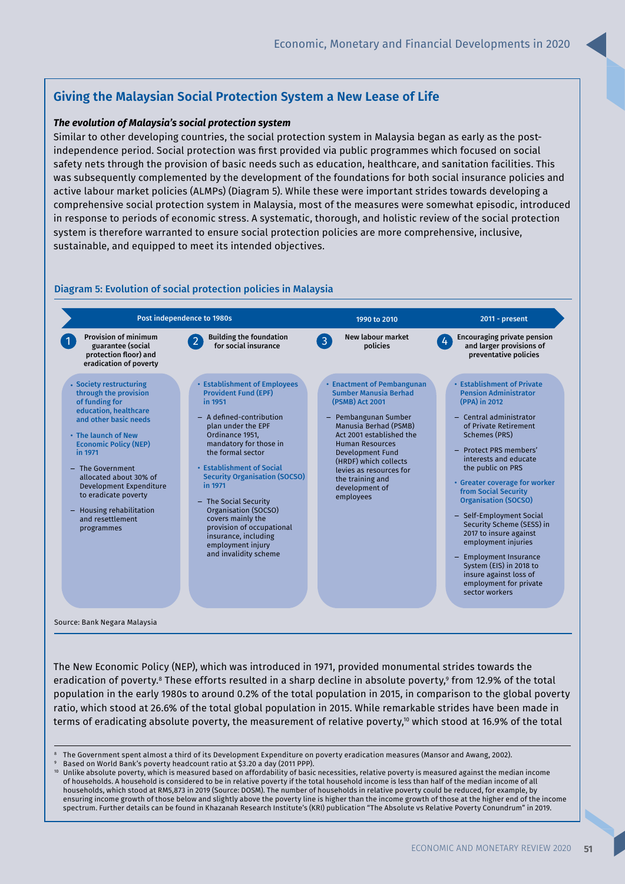## Giving the Malaysian Social Protection System a New Lease of Life

***The evolution of Malaysia's social protection system***

Similar to other developing countries, the social protection system in Malaysia began as early as the post-independence period. Social protection was first provided via public programmes which focused on social safety nets through the provision of basic needs such as education, healthcare, and sanitation facilities. This was subsequently complemented by the development of the foundations for both social insurance policies and active labour market policies (ALMPs) (Diagram 5). While these were important strides towards developing a comprehensive social protection system in Malaysia, most of the measures were somewhat episodic, introduced in response to periods of economic stress. A systematic, thorough, and holistic review of the social protection system is therefore warranted to ensure social protection policies are more comprehensive, inclusive, sustainable, and equipped to meet its intended objectives.

### Diagram 5: Evolution of social protection policies in Malaysia

**Post independence to 1980s**

**1. Provision of minimum guarantee (social protection floor) and eradication of poverty**

- **Society restructuring through the provision of funding for education, healthcare and other basic needs**
- **The launch of New Economic Policy (NEP) in 1971**
  - The Government allocated about 30% of Development Expenditure to eradicate poverty
  - Housing rehabilitation and resettlement programmes

**2. Building the foundation for social insurance**

- **Establishment of Employees Provident Fund (EPF) in 1951**
  - A defined-contribution plan under the EPF Ordinance 1951, mandatory for those in the formal sector
- **Establishment of Social Security Organisation (SOCSO) in 1971**
  - The Social Security Organisation (SOCSO) covers mainly the provision of occupational insurance, including employment injury and invalidity scheme

**1990 to 2010**

**3. New labour market policies**

- **Enactment of Pembangunan Sumber Manusia Berhad (PSMB) Act 2001**
  - Pembangunan Sumber Manusia Berhad (PSMB) Act 2001 established the Human Resources Development Fund (HRDF) which collects levies as resources for the training and development of employees

**2011 - present**

**4. Encouraging private pension and larger provisions of preventative policies**

- **Establishment of Private Pension Administrator (PPA) in 2012**
  - Central administrator of Private Retirement Schemes (PRS)
  - Protect PRS members' interests and educate the public on PRS
- **Greater coverage for worker from Social Security Organisation (SOCSO)**
  - Self-Employment Social Security Scheme (SESS) in 2017 to insure against employment injuries
  - Employment Insurance System (EIS) in 2018 to insure against loss of employment for private sector workers

Source: Bank Negara Malaysia

The New Economic Policy (NEP), which was introduced in 1971, provided monumental strides towards the eradication of poverty.[8] These efforts resulted in a sharp decline in absolute poverty,[9] from 12.9% of the total population in the early 1980s to around 0.2% of the total population in 2015, in comparison to the global poverty ratio, which stood at 26.6% of the total global population in 2015. While remarkable strides have been made in terms of eradicating absolute poverty, the measurement of relative poverty,[10] which stood at 16.9% of the total

---

[8] The Government spent almost a third of its Development Expenditure on poverty eradication measures (Mansor and Awang, 2002).

[9] Based on World Bank's poverty headcount ratio at $3.20 a day (2011 PPP).

[10] Unlike absolute poverty, which is measured based on affordability of basic necessities, relative poverty is measured against the median income of households. A household is considered to be in relative poverty if the total household income is less than half of the median income of all households, which stood at RM5,873 in 2019 (Source: DOSM). The number of households in relative poverty could be reduced, for example, by ensuring income growth of those below and slightly above the poverty line is higher than the income growth of those at the higher end of the income spectrum. Further details can be found in Khazanah Research Institute's (KRI) publication "The Absolute vs Relative Poverty Conundrum" in 2019.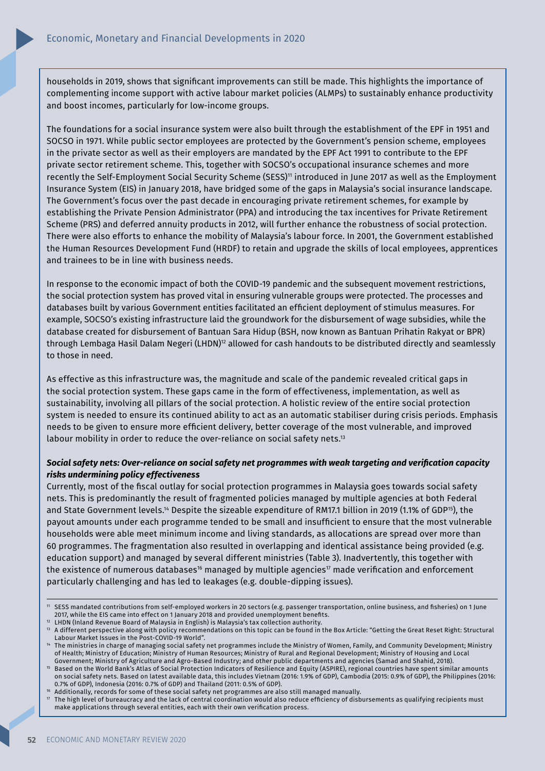households in 2019, shows that significant improvements can still be made. This highlights the importance of complementing income support with active labour market policies (ALMPs) to sustainably enhance productivity and boost incomes, particularly for low-income groups.

The foundations for a social insurance system were also built through the establishment of the EPF in 1951 and SOCSO in 1971. While public sector employees are protected by the Government's pension scheme, employees in the private sector as well as their employers are mandated by the EPF Act 1991 to contribute to the EPF private sector retirement scheme. This, together with SOCSO's occupational insurance schemes and more recently the Self-Employment Social Security Scheme (SESS)[11] introduced in June 2017 as well as the Employment Insurance System (EIS) in January 2018, have bridged some of the gaps in Malaysia's social insurance landscape. The Government's focus over the past decade in encouraging private retirement schemes, for example by establishing the Private Pension Administrator (PPA) and introducing the tax incentives for Private Retirement Scheme (PRS) and deferred annuity products in 2012, will further enhance the robustness of social protection. There were also efforts to enhance the mobility of Malaysia's labour force. In 2001, the Government established the Human Resources Development Fund (HRDF) to retain and upgrade the skills of local employees, apprentices and trainees to be in line with business needs.

In response to the economic impact of both the COVID-19 pandemic and the subsequent movement restrictions, the social protection system has proved vital in ensuring vulnerable groups were protected. The processes and databases built by various Government entities facilitated an efficient deployment of stimulus measures. For example, SOCSO's existing infrastructure laid the groundwork for the disbursement of wage subsidies, while the database created for disbursement of Bantuan Sara Hidup (BSH, now known as Bantuan Prihatin Rakyat or BPR) through Lembaga Hasil Dalam Negeri (LHDN)[12] allowed for cash handouts to be distributed directly and seamlessly to those in need.

As effective as this infrastructure was, the magnitude and scale of the pandemic revealed critical gaps in the social protection system. These gaps came in the form of effectiveness, implementation, as well as sustainability, involving all pillars of the social protection. A holistic review of the entire social protection system is needed to ensure its continued ability to act as an automatic stabiliser during crisis periods. Emphasis needs to be given to ensure more efficient delivery, better coverage of the most vulnerable, and improved labour mobility in order to reduce the over-reliance on social safety nets.[13]

***Social safety nets: Over-reliance on social safety net programmes with weak targeting and verification capacity risks undermining policy effectiveness***

Currently, most of the fiscal outlay for social protection programmes in Malaysia goes towards social safety nets. This is predominantly the result of fragmented policies managed by multiple agencies at both Federal and State Government levels.[14] Despite the sizeable expenditure of RM17.1 billion in 2019 (1.1% of GDP[15]), the payout amounts under each programme tended to be small and insufficient to ensure that the most vulnerable households were able meet minimum income and living standards, as allocations are spread over more than 60 programmes. The fragmentation also resulted in overlapping and identical assistance being provided (e.g. education support) and managed by several different ministries (Table 3). Inadvertently, this together with the existence of numerous databases[16] managed by multiple agencies[17] made verification and enforcement particularly challenging and has led to leakages (e.g. double-dipping issues).

---

[11] SESS mandated contributions from self-employed workers in 20 sectors (e.g. passenger transportation, online business, and fisheries) on 1 June 2017, while the EIS came into effect on 1 January 2018 and provided unemployment benefits.

[12] LHDN (Inland Revenue Board of Malaysia in English) is Malaysia's tax collection authority.

[13] A different perspective along with policy recommendations on this topic can be found in the Box Article: "Getting the Great Reset Right: Structural Labour Market Issues in the Post-COVID-19 World".

[14] The ministries in charge of managing social safety net programmes include the Ministry of Women, Family, and Community Development; Ministry of Health; Ministry of Education; Ministry of Human Resources; Ministry of Rural and Regional Development; Ministry of Housing and Local Government; Ministry of Agriculture and Agro-Based Industry; and other public departments and agencies (Samad and Shahid, 2018).

[15] Based on the World Bank's Atlas of Social Protection Indicators of Resilience and Equity (ASPIRE), regional countries have spent similar amounts on social safety nets. Based on latest available data, this includes Vietnam (2016: 1.9% of GDP), Cambodia (2015: 0.9% of GDP), the Philippines (2016: 0.7% of GDP), Indonesia (2016: 0.7% of GDP) and Thailand (2011: 0.5% of GDP).

[16] Additionally, records for some of these social safety net programmes are also still managed manually.

[17] The high level of bureaucracy and the lack of central coordination would also reduce efficiency of disbursements as qualifying recipients must make applications through several entities, each with their own verification process.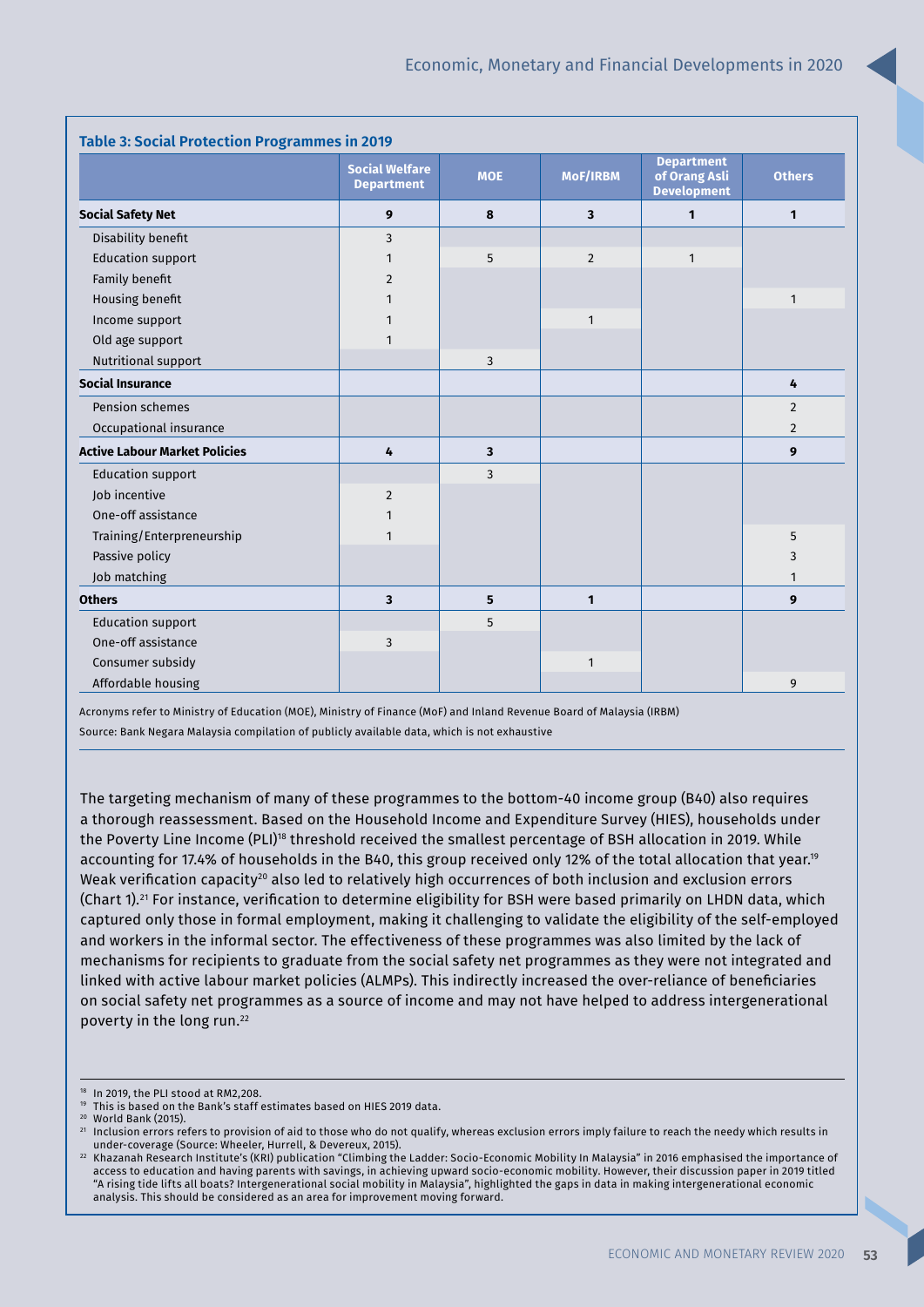**Table 3: Social Protection Programmes in 2019**

| | Social Welfare Department | MOE | MoF/IRBM | Department of Orang Asli Development | Others |
|---|---|---|---|---|---|
| **Social Safety Net** | **9** | **8** | **3** | **1** | **1** |
| Disability benefit | 3 | | | | |
| Education support | 1 | 5 | 2 | 1 | |
| Family benefit | 2 | | | | |
| Housing benefit | 1 | | | | 1 |
| Income support | 1 | | 1 | | |
| Old age support | 1 | | | | |
| Nutritional support | | 3 | | | |
| **Social Insurance** | | | | | **4** |
| Pension schemes | | | | | 2 |
| Occupational insurance | | | | | 2 |
| **Active Labour Market Policies** | **4** | **3** | | | **9** |
| Education support | | 3 | | | |
| Job incentive | 2 | | | | |
| One-off assistance | 1 | | | | |
| Training/Enterpreneurship | 1 | | | | 5 |
| Passive policy | | | | | 3 |
| Job matching | | | | | 1 |
| **Others** | **3** | **5** | **1** | | **9** |
| Education support | | 5 | | | |
| One-off assistance | 3 | | | | |
| Consumer subsidy | | | 1 | | |
| Affordable housing | | | | | 9 |

Acronyms refer to Ministry of Education (MOE), Ministry of Finance (MoF) and Inland Revenue Board of Malaysia (IRBM)

Source: Bank Negara Malaysia compilation of publicly available data, which is not exhaustive

The targeting mechanism of many of these programmes to the bottom-40 income group (B40) also requires a thorough reassessment. Based on the Household Income and Expenditure Survey (HIES), households under the Poverty Line Income (PLI)[18] threshold received the smallest percentage of BSH allocation in 2019. While accounting for 17.4% of households in the B40, this group received only 12% of the total allocation that year.[19] Weak verification capacity[20] also led to relatively high occurrences of both inclusion and exclusion errors (Chart 1).[21] For instance, verification to determine eligibility for BSH were based primarily on LHDN data, which captured only those in formal employment, making it challenging to validate the eligibility of the self-employed and workers in the informal sector. The effectiveness of these programmes was also limited by the lack of mechanisms for recipients to graduate from the social safety net programmes as they were not integrated and linked with active labour market policies (ALMPs). This indirectly increased the over-reliance of beneficiaries on social safety net programmes as a source of income and may not have helped to address intergenerational poverty in the long run.[22]

---

[18] In 2019, the PLI stood at RM2,208.

[19] This is based on the Bank's staff estimates based on HIES 2019 data.

[20] World Bank (2015).

[21] Inclusion errors refers to provision of aid to those who do not qualify, whereas exclusion errors imply failure to reach the needy which results in under-coverage (Source: Wheeler, Hurrell, & Devereux, 2015).

[22] Khazanah Research Institute's (KRI) publication "Climbing the Ladder: Socio-Economic Mobility In Malaysia" in 2016 emphasised the importance of access to education and having parents with savings, in achieving upward socio-economic mobility. However, their discussion paper in 2019 titled "A rising tide lifts all boats? Intergenerational social mobility in Malaysia", highlighted the gaps in data in making intergenerational economic analysis. This should be considered as an area for improvement moving forward.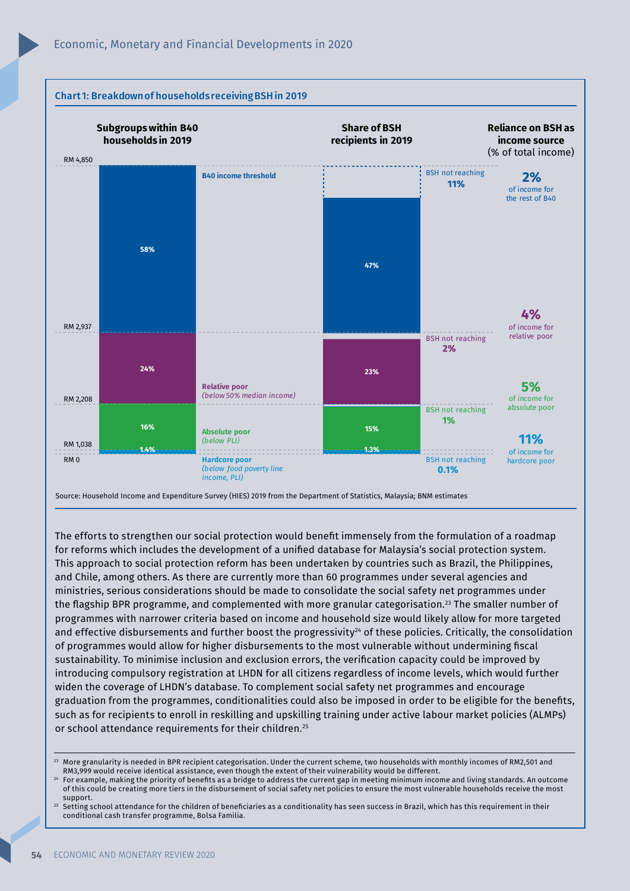**Chart 1: Breakdown of households receiving BSH in 2019**

| Subgroups within B40 households in 2019 | Income threshold | Share of BSH recipients in 2019 | BSH not reaching | Reliance on BSH as income source (% of total income) |
|---|---|---|---|---|
| Rest of B40: 58% | B40 income threshold (RM 2,937 – RM 4,850) | 47% | 11% | 2% of income for the rest of B40 |
| Relative poor (*below 50% median income*): 24% | RM 2,208 – RM 2,937 | 23% | 2% | 4% of income for relative poor |
| Absolute poor (*below PLI*): 16% | RM 1,038 – RM 2,208 | 15% | 1% | 5% of income for absolute poor |
| Hardcore poor (*below food poverty line income, PLI*): 1.4% | RM 0 – RM 1,038 | 1.3% | 0.1% | 11% of income for hardcore poor |

Source: Household Income and Expenditure Survey (HIES) 2019 from the Department of Statistics, Malaysia; BNM estimates

The efforts to strengthen our social protection would benefit immensely from the formulation of a roadmap for reforms which includes the development of a unified database for Malaysia's social protection system. This approach to social protection reform has been undertaken by countries such as Brazil, the Philippines, and Chile, among others. As there are currently more than 60 programmes under several agencies and ministries, serious considerations should be made to consolidate the social safety net programmes under the flagship BPR programme, and complemented with more granular categorisation.[23] The smaller number of programmes with narrower criteria based on income and household size would likely allow for more targeted and effective disbursements and further boost the progressivity[24] of these policies. Critically, the consolidation of programmes would allow for higher disbursements to the most vulnerable without undermining fiscal sustainability. To minimise inclusion and exclusion errors, the verification capacity could be improved by introducing compulsory registration at LHDN for all citizens regardless of income levels, which would further widen the coverage of LHDN's database. To complement social safety net programmes and encourage graduation from the programmes, conditionalities could also be imposed in order to be eligible for the benefits, such as for recipients to enroll in reskilling and upskilling training under active labour market policies (ALMPs) or school attendance requirements for their children.[25]

---

[23] More granularity is needed in BPR recipient categorisation. Under the current scheme, two households with monthly incomes of RM2,501 and RM3,999 would receive identical assistance, even though the extent of their vulnerability would be different.

[24] For example, making the priority of benefits as a bridge to address the current gap in meeting minimum income and living standards. An outcome of this could be creating more tiers in the disbursement of social safety net policies to ensure the most vulnerable households receive the most support.

[25] Setting school attendance for the children of beneficiaries as a conditionality has seen success in Brazil, which has this requirement in their conditional cash transfer programme, Bolsa Familia.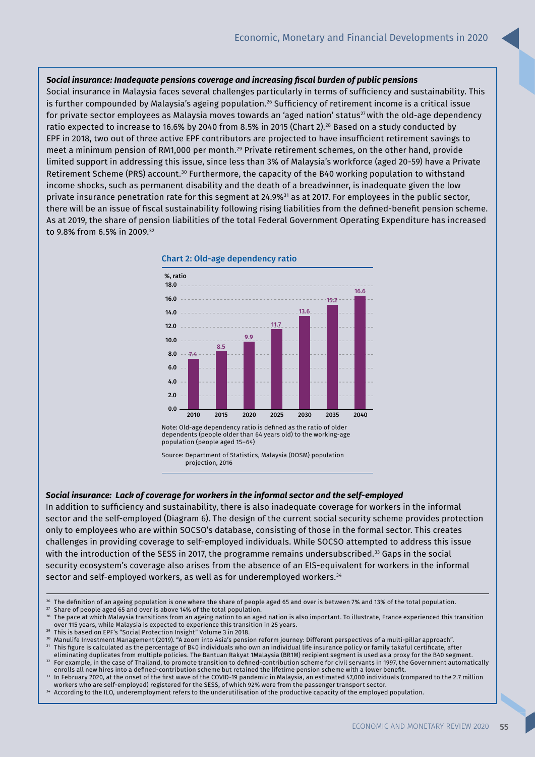***Social insurance: Inadequate pensions coverage and increasing fiscal burden of public pensions***

Social insurance in Malaysia faces several challenges particularly in terms of sufficiency and sustainability. This is further compounded by Malaysia's ageing population.[26] Sufficiency of retirement income is a critical issue for private sector employees as Malaysia moves towards an 'aged nation' status[27] with the old-age dependency ratio expected to increase to 16.6% by 2040 from 8.5% in 2015 (Chart 2).[28] Based on a study conducted by EPF in 2018, two out of three active EPF contributors are projected to have insufficient retirement savings to meet a minimum pension of RM1,000 per month.[29] Private retirement schemes, on the other hand, provide limited support in addressing this issue, since less than 3% of Malaysia's workforce (aged 20-59) have a Private Retirement Scheme (PRS) account.[30] Furthermore, the capacity of the B40 working population to withstand income shocks, such as permanent disability and the death of a breadwinner, is inadequate given the low private insurance penetration rate for this segment at 24.9%[31] as at 2017. For employees in the public sector, there will be an issue of fiscal sustainability following rising liabilities from the defined-benefit pension scheme. As at 2019, the share of pension liabilities of the total Federal Government Operating Expenditure has increased to 9.8% from 6.5% in 2009.[32]

**Chart 2: Old-age dependency ratio**

| Year | %, ratio |
|---|---|
| 2010 | 7.4 |
| 2015 | 8.5 |
| 2020 | 9.9 |
| 2025 | 11.7 |
| 2030 | 13.6 |
| 2035 | 15.2 |
| 2040 | 16.6 |

Note: Old-age dependency ratio is defined as the ratio of older dependents (people older than 64 years old) to the working-age population (people aged 15–64)

Source: Department of Statistics, Malaysia (DOSM) population projection, 2016

***Social insurance: Lack of coverage for workers in the informal sector and the self-employed***

In addition to sufficiency and sustainability, there is also inadequate coverage for workers in the informal sector and the self-employed (Diagram 6). The design of the current social security scheme provides protection only to employees who are within SOCSO's database, consisting of those in the formal sector. This creates challenges in providing coverage to self-employed individuals. While SOCSO attempted to address this issue with the introduction of the SESS in 2017, the programme remains undersubscribed.[33] Gaps in the social security ecosystem's coverage also arises from the absence of an EIS-equivalent for workers in the informal sector and self-employed workers, as well as for underemployed workers.[34]

---

[26] The definition of an ageing population is one where the share of people aged 65 and over is between 7% and 13% of the total population.

[27] Share of people aged 65 and over is above 14% of the total population.

[28] The pace at which Malaysia transitions from an ageing nation to an aged nation is also important. To illustrate, France experienced this transition over 115 years, while Malaysia is expected to experience this transition in 25 years.

[29] This is based on EPF's "Social Protection Insight" Volume 3 in 2018.

[30] Manulife Investment Management (2019). "A zoom into Asia's pension reform journey: Different perspectives of a multi-pillar approach".

[31] This figure is calculated as the percentage of B40 individuals who own an individual life insurance policy or family takaful certificate, after eliminating duplicates from multiple policies. The Bantuan Rakyat 1Malaysia (BR1M) recipient segment is used as a proxy for the B40 segment.

[32] For example, in the case of Thailand, to promote transition to defined-contribution scheme for civil servants in 1997, the Government automatically enrolls all new hires into a defined-contribution scheme but retained the lifetime pension scheme with a lower benefit.

[33] In February 2020, at the onset of the first wave of the COVID-19 pandemic in Malaysia, an estimated 47,000 individuals (compared to the 2.7 million workers who are self-employed) registered for the SESS, of which 92% were from the passenger transport sector.

[34] According to the ILO, underemployment refers to the underutilisation of the productive capacity of the employed population.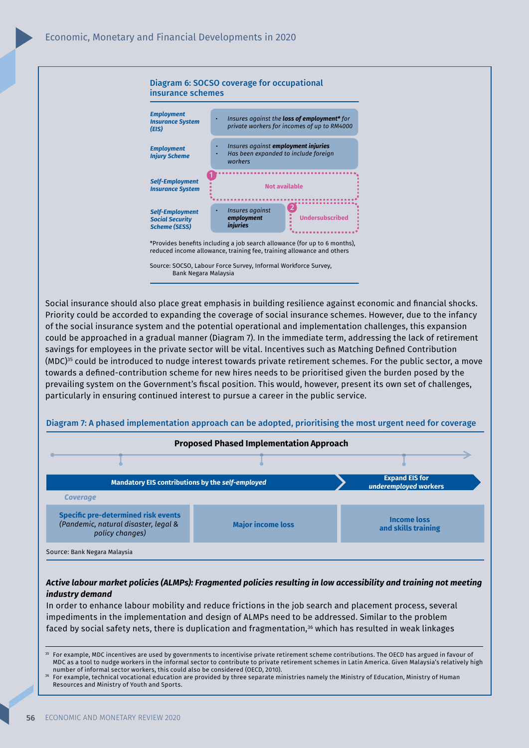**Diagram 6: SOCSO coverage for occupational insurance schemes**

| Scheme | Coverage | |
|---|---|---|
| *Employment Insurance System (EIS)* | • *Insures against the **loss of employment\*** for private workers for incomes of up to RM4000* | |
| *Employment Injury Scheme* | • *Insures against **employment injuries***<br>• *Has been expanded to include foreign workers* | |
| *Self-Employment Insurance System* | (1) Not available | |
| *Self-Employment Social Security Scheme (SESS)* | • *Insures against **employment injuries*** | (2) Undersubscribed |

\*Provides benefits including a job search allowance (for up to 6 months), reduced income allowance, training fee, training allowance and others

Source: SOCSO, Labour Force Survey, Informal Workforce Survey, Bank Negara Malaysia

Social insurance should also place great emphasis in building resilience against economic and financial shocks. Priority could be accorded to expanding the coverage of social insurance schemes. However, due to the infancy of the social insurance system and the potential operational and implementation challenges, this expansion could be approached in a gradual manner (Diagram 7). In the immediate term, addressing the lack of retirement savings for employees in the private sector will be vital. Incentives such as Matching Defined Contribution (MDC)[35] could be introduced to nudge interest towards private retirement schemes. For the public sector, a move towards a defined-contribution scheme for new hires needs to be prioritised given the burden posed by the prevailing system on the Government's fiscal position. This would, however, present its own set of challenges, particularly in ensuring continued interest to pursue a career in the public service.

**Diagram 7: A phased implementation approach can be adopted, prioritising the most urgent need for coverage**

**Proposed Phased Implementation Approach**

| Mandatory EIS contributions by the *self-employed* | | Expand EIS for *underemployed* workers |
|---|---|---|
| *Coverage* | | |
| **Specific pre-determined risk events** *(Pandemic, natural disaster, legal & policy changes)* | **Major income loss** | **Income loss and skills training** |

Source: Bank Negara Malaysia

***Active labour market policies (ALMPs): Fragmented policies resulting in low accessibility and training not meeting industry demand***

In order to enhance labour mobility and reduce frictions in the job search and placement process, several impediments in the implementation and design of ALMPs need to be addressed. Similar to the problem faced by social safety nets, there is duplication and fragmentation,[36] which has resulted in weak linkages

[35] For example, MDC incentives are used by governments to incentivise private retirement scheme contributions. The OECD has argued in favour of MDC as a tool to nudge workers in the informal sector to contribute to private retirement schemes in Latin America. Given Malaysia's relatively high number of informal sector workers, this could also be considered (OECD, 2010).

[36] For example, technical vocational education are provided by three separate ministries namely the Ministry of Education, Ministry of Human Resources and Ministry of Youth and Sports.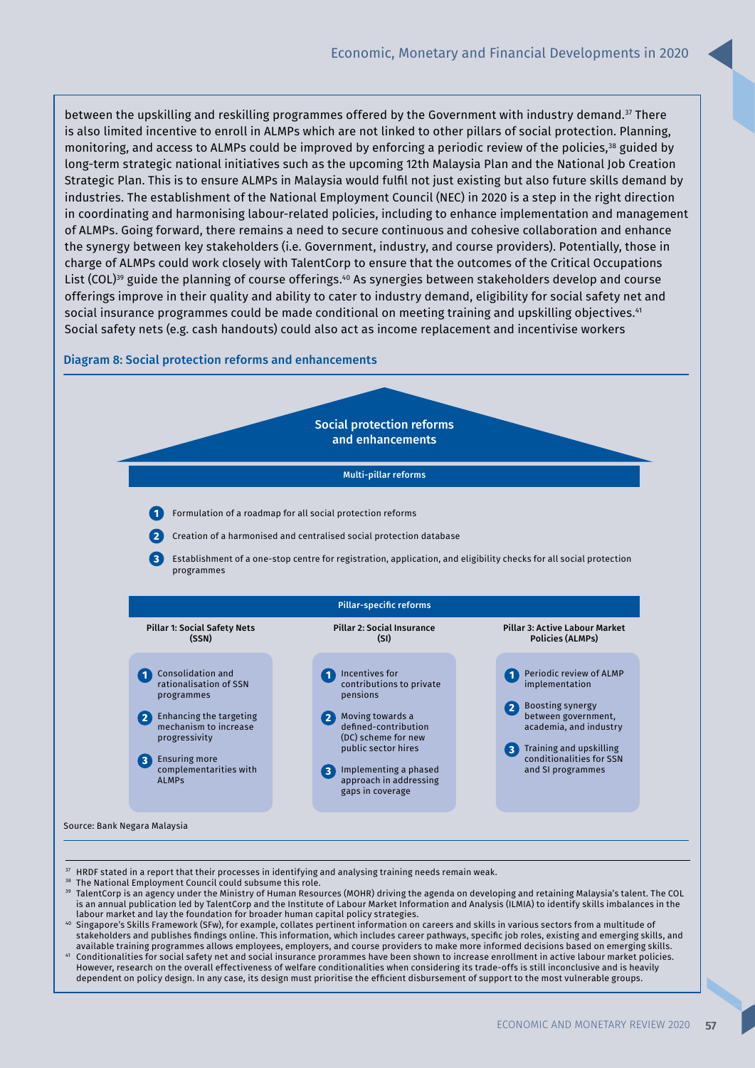between the upskilling and reskilling programmes offered by the Government with industry demand.[37] There is also limited incentive to enroll in ALMPs which are not linked to other pillars of social protection. Planning, monitoring, and access to ALMPs could be improved by enforcing a periodic review of the policies,[38] guided by long-term strategic national initiatives such as the upcoming 12th Malaysia Plan and the National Job Creation Strategic Plan. This is to ensure ALMPs in Malaysia would fulfil not just existing but also future skills demand by industries. The establishment of the National Employment Council (NEC) in 2020 is a step in the right direction in coordinating and harmonising labour-related policies, including to enhance implementation and management of ALMPs. Going forward, there remains a need to secure continuous and cohesive collaboration and enhance the synergy between key stakeholders (i.e. Government, industry, and course providers). Potentially, those in charge of ALMPs could work closely with TalentCorp to ensure that the outcomes of the Critical Occupations List (COL)[39] guide the planning of course offerings.[40] As synergies between stakeholders develop and course offerings improve in their quality and ability to cater to industry demand, eligibility for social safety net and social insurance programmes could be made conditional on meeting training and upskilling objectives.[41] Social safety nets (e.g. cash handouts) could also act as income replacement and incentivise workers

**Diagram 8: Social protection reforms and enhancements**

**Social protection reforms and enhancements**

**Multi-pillar reforms**

1. Formulation of a roadmap for all social protection reforms
2. Creation of a harmonised and centralised social protection database
3. Establishment of a one-stop centre for registration, application, and eligibility checks for all social protection programmes

**Pillar-specific reforms**

| Pillar 1: Social Safety Nets (SSN) | Pillar 2: Social Insurance (SI) | Pillar 3: Active Labour Market Policies (ALMPs) |
|---|---|---|
| 1. Consolidation and rationalisation of SSN programmes | 1. Incentives for contributions to private pensions | 1. Periodic review of ALMP implementation |
| 2. Enhancing the targeting mechanism to increase progressivity | 2. Moving towards a defined-contribution (DC) scheme for new public sector hires | 2. Boosting synergy between government, academia, and industry |
| 3. Ensuring more complementarities with ALMPs | 3. Implementing a phased approach in addressing gaps in coverage | 3. Training and upskilling conditionalities for SSN and SI programmes |

Source: Bank Negara Malaysia

[37] HRDF stated in a report that their processes in identifying and analysing training needs remain weak.

[38] The National Employment Council could subsume this role.

[39] TalentCorp is an agency under the Ministry of Human Resources (MOHR) driving the agenda on developing and retaining Malaysia's talent. The COL is an annual publication led by TalentCorp and the Institute of Labour Market Information and Analysis (ILMIA) to identify skills imbalances in the labour market and lay the foundation for broader human capital policy strategies.

[40] Singapore's Skills Framework (SFw), for example, collates pertinent information on careers and skills in various sectors from a multitude of stakeholders and publishes findings online. This information, which includes career pathways, specific job roles, existing and emerging skills, and available training programmes allows employees, employers, and course providers to make more informed decisions based on emerging skills.

[41] Conditionalities for social safety net and social insurance proramme have been shown to increase enrollment in active labour market policies. However, research on the overall effectiveness of welfare conditionalities when considering its trade-offs is still inconclusive and is heavily dependent on policy design. In any case, its design must prioritise the efficient disbursement of support to the most vulnerable groups.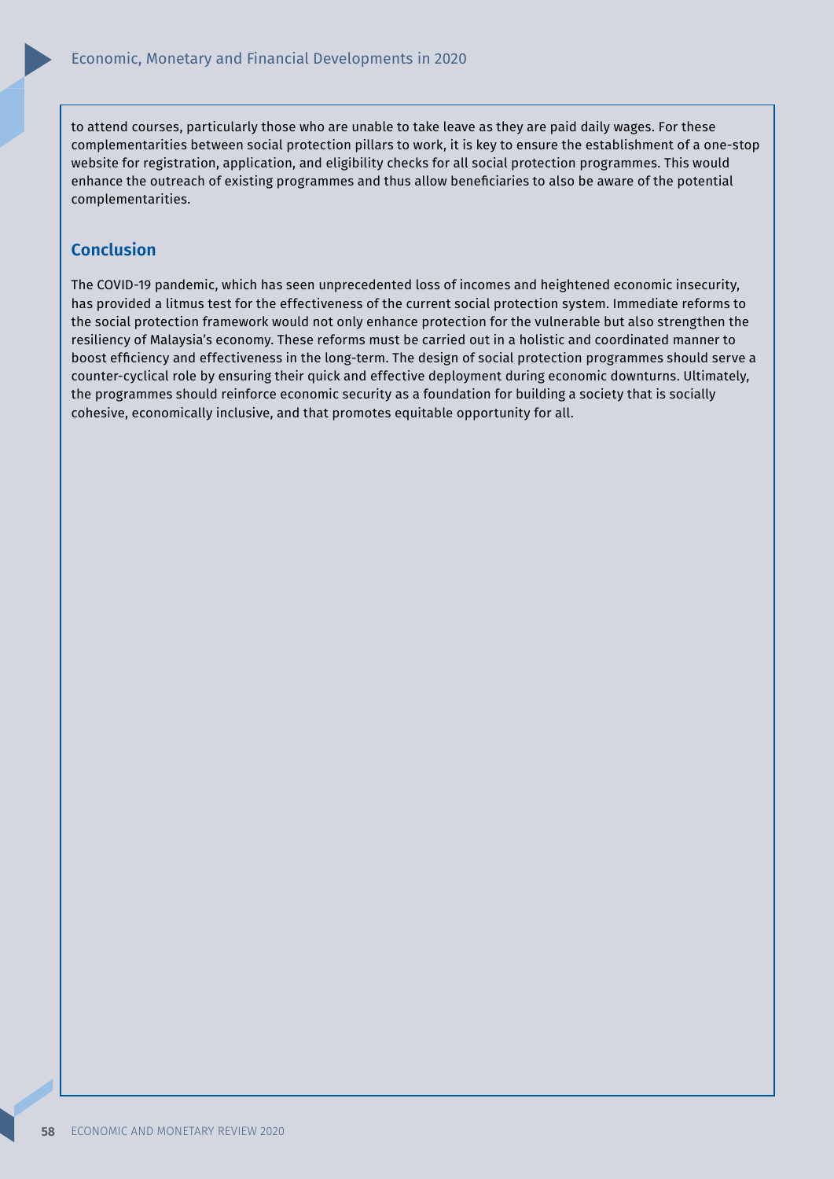to attend courses, particularly those who are unable to take leave as they are paid daily wages. For these complementarities between social protection pillars to work, it is key to ensure the establishment of a one-stop website for registration, application, and eligibility checks for all social protection programmes. This would enhance the outreach of existing programmes and thus allow beneficiaries to also be aware of the potential complementarities.

## Conclusion

The COVID-19 pandemic, which has seen unprecedented loss of incomes and heightened economic insecurity, has provided a litmus test for the effectiveness of the current social protection system. Immediate reforms to the social protection framework would not only enhance protection for the vulnerable but also strengthen the resiliency of Malaysia's economy. These reforms must be carried out in a holistic and coordinated manner to boost efficiency and effectiveness in the long-term. The design of social protection programmes should serve a counter-cyclical role by ensuring their quick and effective deployment during economic downturns. Ultimately, the programmes should reinforce economic security as a foundation for building a society that is socially cohesive, economically inclusive, and that promotes equitable opportunity for all.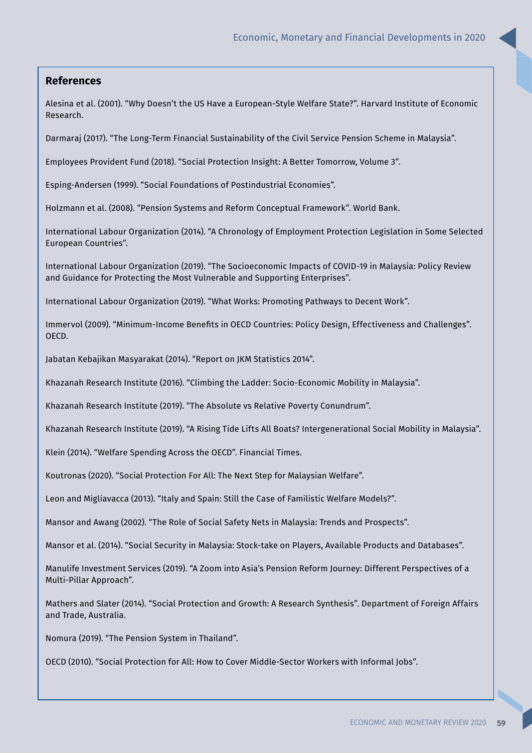## References

Alesina et al. (2001). “Why Doesn’t the US Have a European-Style Welfare State?”. Harvard Institute of Economic Research.

Darmaraj (2017). “The Long-Term Financial Sustainability of the Civil Service Pension Scheme in Malaysia”.

Employees Provident Fund (2018). “Social Protection Insight: A Better Tomorrow, Volume 3”.

Esping-Andersen (1999). “Social Foundations of Postindustrial Economies”.

Holzmann et al. (2008). “Pension Systems and Reform Conceptual Framework”. World Bank.

International Labour Organization (2014). “A Chronology of Employment Protection Legislation in Some Selected European Countries”.

International Labour Organization (2019). “The Socioeconomic Impacts of COVID-19 in Malaysia: Policy Review and Guidance for Protecting the Most Vulnerable and Supporting Enterprises”.

International Labour Organization (2019). “What Works: Promoting Pathways to Decent Work”.

Immervol (2009). “Minimum-Income Benefits in OECD Countries: Policy Design, Effectiveness and Challenges”. OECD.

Jabatan Kebajikan Masyarakat (2014). “Report on JKM Statistics 2014”.

Khazanah Research Institute (2016). “Climbing the Ladder: Socio-Economic Mobility in Malaysia”.

Khazanah Research Institute (2019). “The Absolute vs Relative Poverty Conundrum”.

Khazanah Research Institute (2019). “A Rising Tide Lifts All Boats? Intergenerational Social Mobility in Malaysia”.

Klein (2014). “Welfare Spending Across the OECD”. Financial Times.

Koutronas (2020). “Social Protection For All: The Next Step for Malaysian Welfare”.

Leon and Migliavacca (2013). “Italy and Spain: Still the Case of Familistic Welfare Models?”.

Mansor and Awang (2002). “The Role of Social Safety Nets in Malaysia: Trends and Prospects”.

Mansor et al. (2014). “Social Security in Malaysia: Stock-take on Players, Available Products and Databases”.

Manulife Investment Services (2019). “A Zoom into Asia’s Pension Reform Journey: Different Perspectives of a Multi-Pillar Approach”.

Mathers and Slater (2014). “Social Protection and Growth: A Research Synthesis”. Department of Foreign Affairs and Trade, Australia.

Nomura (2019). “The Pension System in Thailand”.

OECD (2010). “Social Protection for All: How to Cover Middle-Sector Workers with Informal Jobs”.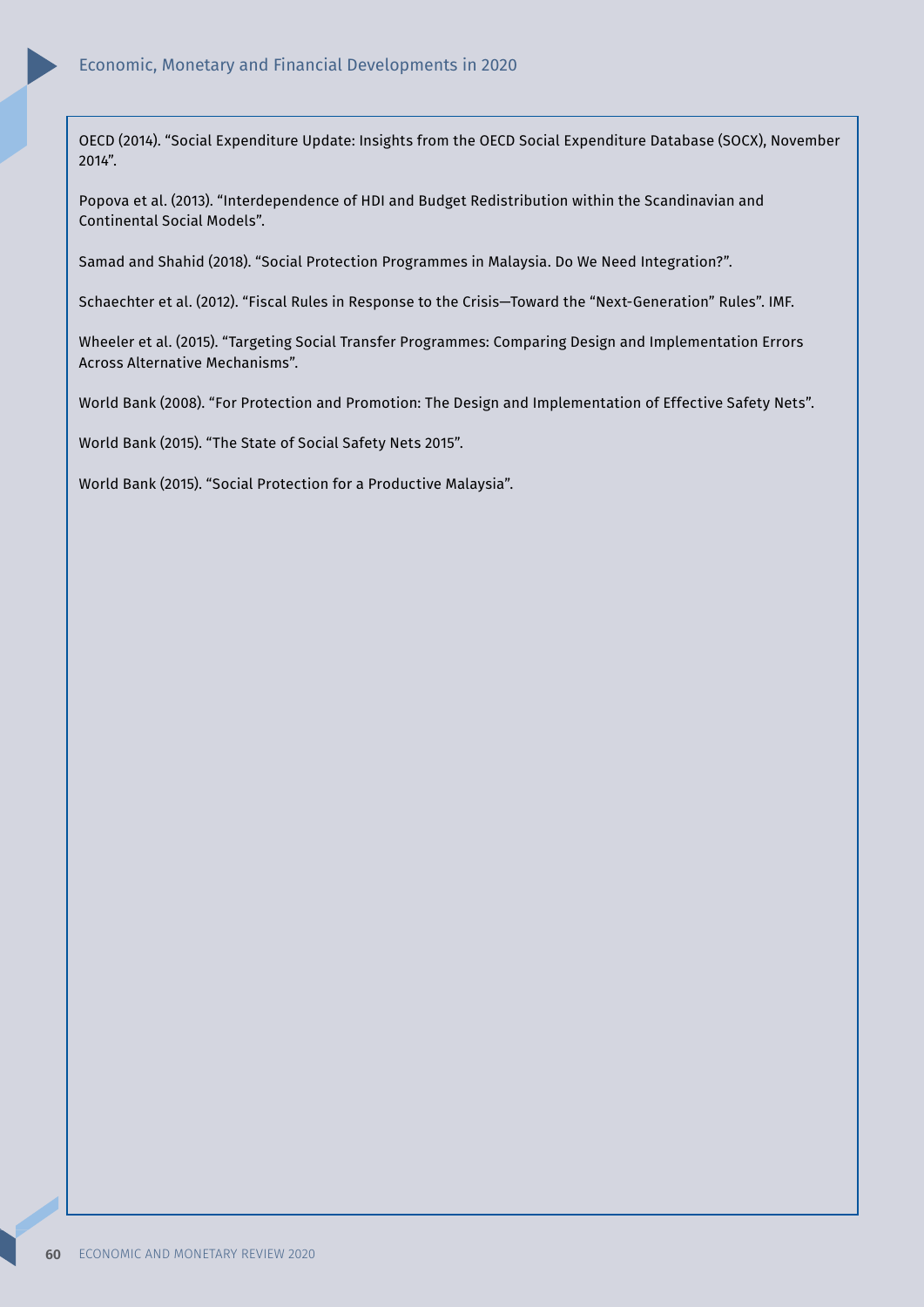OECD (2014). “Social Expenditure Update: Insights from the OECD Social Expenditure Database (SOCX), November 2014”.

Popova et al. (2013). “Interdependence of HDI and Budget Redistribution within the Scandinavian and Continental Social Models”.

Samad and Shahid (2018). “Social Protection Programmes in Malaysia. Do We Need Integration?”.

Schaechter et al. (2012). “Fiscal Rules in Response to the Crisis—Toward the “Next-Generation” Rules”. IMF.

Wheeler et al. (2015). “Targeting Social Transfer Programmes: Comparing Design and Implementation Errors Across Alternative Mechanisms”.

World Bank (2008). “For Protection and Promotion: The Design and Implementation of Effective Safety Nets”.

World Bank (2015). “The State of Social Safety Nets 2015”.

World Bank (2015). “Social Protection for a Productive Malaysia”.